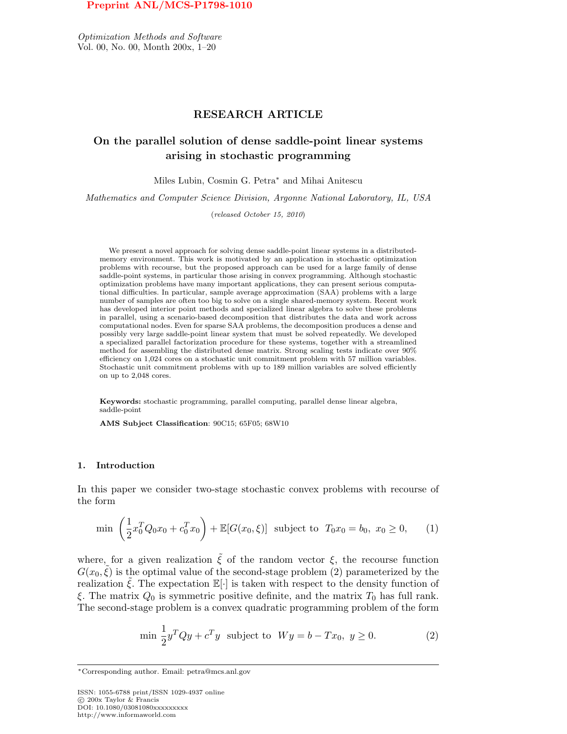Preprint ANL/MCS-P1798-1010

*Optimization Methods and Software*
Vol. 00, No. 00, Month 200x, 1–20

RESEARCH ARTICLE

# On the parallel solution of dense saddle-point linear systems arising in stochastic programming

Miles Lubin, Cosmin G. Petra* and Mihai Anitescu

*Mathematics and Computer Science Division, Argonne National Laboratory, IL, USA*

(*released October 15, 2010*)

We present a novel approach for solving dense saddle-point linear systems in a distributed-memory environment. This work is motivated by an application in stochastic optimization problems with recourse, but the proposed approach can be used for a large family of dense saddle-point systems, in particular those arising in convex programming. Although stochastic optimization problems have many important applications, they can present serious computational difficulties. In particular, sample average approximation (SAA) problems with a large number of samples are often too big to solve on a single shared-memory system. Recent work has developed interior point methods and specialized linear algebra to solve these problems in parallel, using a scenario-based decomposition that distributes the data and work across computational nodes. Even for sparse SAA problems, the decomposition produces a dense and possibly very large saddle-point linear system that must be solved repeatedly. We developed a specialized parallel factorization procedure for these systems, together with a streamlined method for assembling the distributed dense matrix. Strong scaling tests indicate over 90% efficiency on 1,024 cores on a stochastic unit commitment problem with 57 million variables. Stochastic unit commitment problems with up to 189 million variables are solved efficiently on up to 2,048 cores.

**Keywords:** stochastic programming, parallel computing, parallel dense linear algebra, saddle-point

**AMS Subject Classification**: 90C15; 65F05; 68W10

## 1. Introduction

In this paper we consider two-stage stochastic convex problems with recourse of the form

$$\min \left(\frac{1}{2}x_0^T Q_0 x_0 + c_0^T x_0\right) + \mathbb{E}[G(x_0,\xi)] \text{ subject to } T_0 x_0 = b_0,\ x_0 \geq 0, \tag{1}$$

where, for a given realization $\tilde{\xi}$ of the random vector $\xi$, the recourse function $G(x_0,\tilde{\xi})$ is the optimal value of the second-stage problem (2) parameterized by the realization $\tilde{\xi}$. The expectation $\mathbb{E}[\cdot]$ is taken with respect to the density function of $\xi$. The matrix $Q_0$ is symmetric positive definite, and the matrix $T_0$ has full rank. The second-stage problem is a convex quadratic programming problem of the form

$$\min \frac{1}{2}y^T Q y + c^T y \text{ subject to } Wy = b - Tx_0,\ y \geq 0. \tag{2}$$

*Corresponding author. Email: petra@mcs.anl.gov

ISSN: 1055-6788 print/ISSN 1029-4937 online
© 200x Taylor & Francis
DOI: 10.1080/03081080xxxxxxxxx
http://www.informaworld.com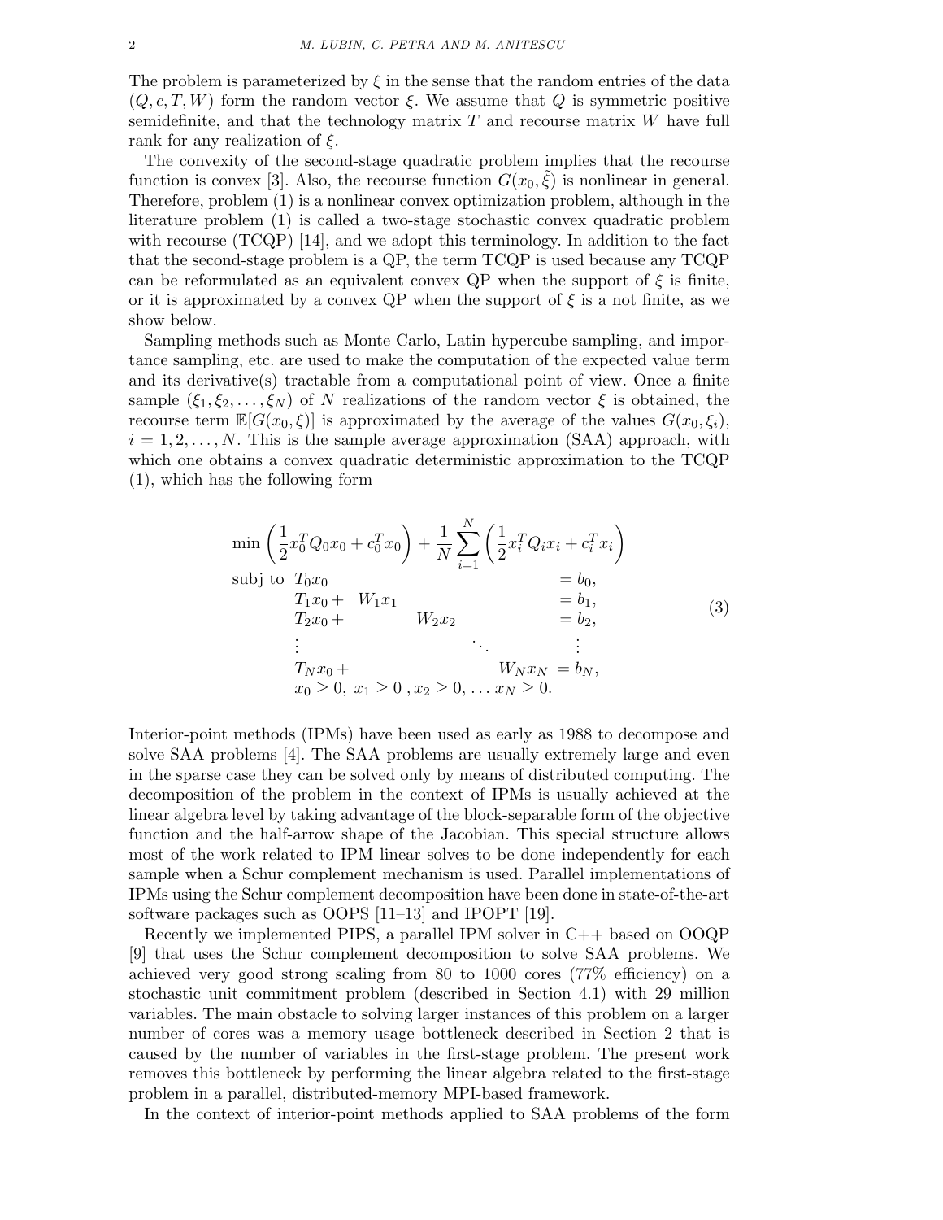The problem is parameterized by $\xi$ in the sense that the random entries of the data $(Q, c, T, W)$ form the random vector $\xi$. We assume that $Q$ is symmetric positive semidefinite, and that the technology matrix $T$ and recourse matrix $W$ have full rank for any realization of $\xi$.

The convexity of the second-stage quadratic problem implies that the recourse function is convex [3]. Also, the recourse function $G(x_0, \hat{\xi})$ is nonlinear in general. Therefore, problem (1) is a nonlinear convex optimization problem, although in the literature problem (1) is called a two-stage stochastic convex quadratic problem with recourse (TCQP) [14], and we adopt this terminology. In addition to the fact that the second-stage problem is a QP, the term TCQP is used because any TCQP can be reformulated as an equivalent convex QP when the support of $\xi$ is finite, or it is approximated by a convex QP when the support of $\xi$ is a not finite, as we show below.

Sampling methods such as Monte Carlo, Latin hypercube sampling, and importance sampling, etc. are used to make the computation of the expected value term and its derivative(s) tractable from a computational point of view. Once a finite sample $(\xi_1, \xi_2, \ldots, \xi_N)$ of $N$ realizations of the random vector $\xi$ is obtained, the recourse term $\mathbb{E}[G(x_0, \xi)]$ is approximated by the average of the values $G(x_0, \xi_i)$, $i = 1, 2, \ldots, N$. This is the sample average approximation (SAA) approach, with which one obtains a convex quadratic deterministic approximation to the TCQP (1), which has the following form

$$
\begin{array}{lll}
\min & \left(\frac{1}{2} x_0^T Q_0 x_0 + c_0^T x_0\right) + \frac{1}{N} \sum_{i=1}^{N} \left(\frac{1}{2} x_i^T Q_i x_i + c_i^T x_i\right) & \\
\text{subj to} & T_0 x_0 & = b_0, \\
& T_1 x_0 + \; W_1 x_1 & = b_1, \\
& T_2 x_0 + \qquad\quad W_2 x_2 & = b_2, \\
& \vdots \qquad\qquad\qquad\qquad \ddots & \vdots \\
& T_N x_0 + \qquad\qquad\qquad\quad W_N x_N & = b_N, \\
& x_0 \geq 0,\; x_1 \geq 0\,, x_2 \geq 0, \ldots x_N \geq 0. &
\end{array}
\tag{3}
$$

Interior-point methods (IPMs) have been used as early as 1988 to decompose and solve SAA problems [4]. The SAA problems are usually extremely large and even in the sparse case they can be solved only by means of distributed computing. The decomposition of the problem in the context of IPMs is usually achieved at the linear algebra level by taking advantage of the block-separable form of the objective function and the half-arrow shape of the Jacobian. This special structure allows most of the work related to IPM linear solves to be done independently for each sample when a Schur complement mechanism is used. Parallel implementations of IPMs using the Schur complement decomposition have been done in state-of-the-art software packages such as OOPS [11–13] and IPOPT [19].

Recently we implemented PIPS, a parallel IPM solver in C++ based on OOQP [9] that uses the Schur complement decomposition to solve SAA problems. We achieved very good strong scaling from 80 to 1000 cores (77% efficiency) on a stochastic unit commitment problem (described in Section 4.1) with 29 million variables. The main obstacle to solving larger instances of this problem on a larger number of cores was a memory usage bottleneck described in Section 2 that is caused by the number of variables in the first-stage problem. The present work removes this bottleneck by performing the linear algebra related to the first-stage problem in a parallel, distributed-memory MPI-based framework.

In the context of interior-point methods applied to SAA problems of the form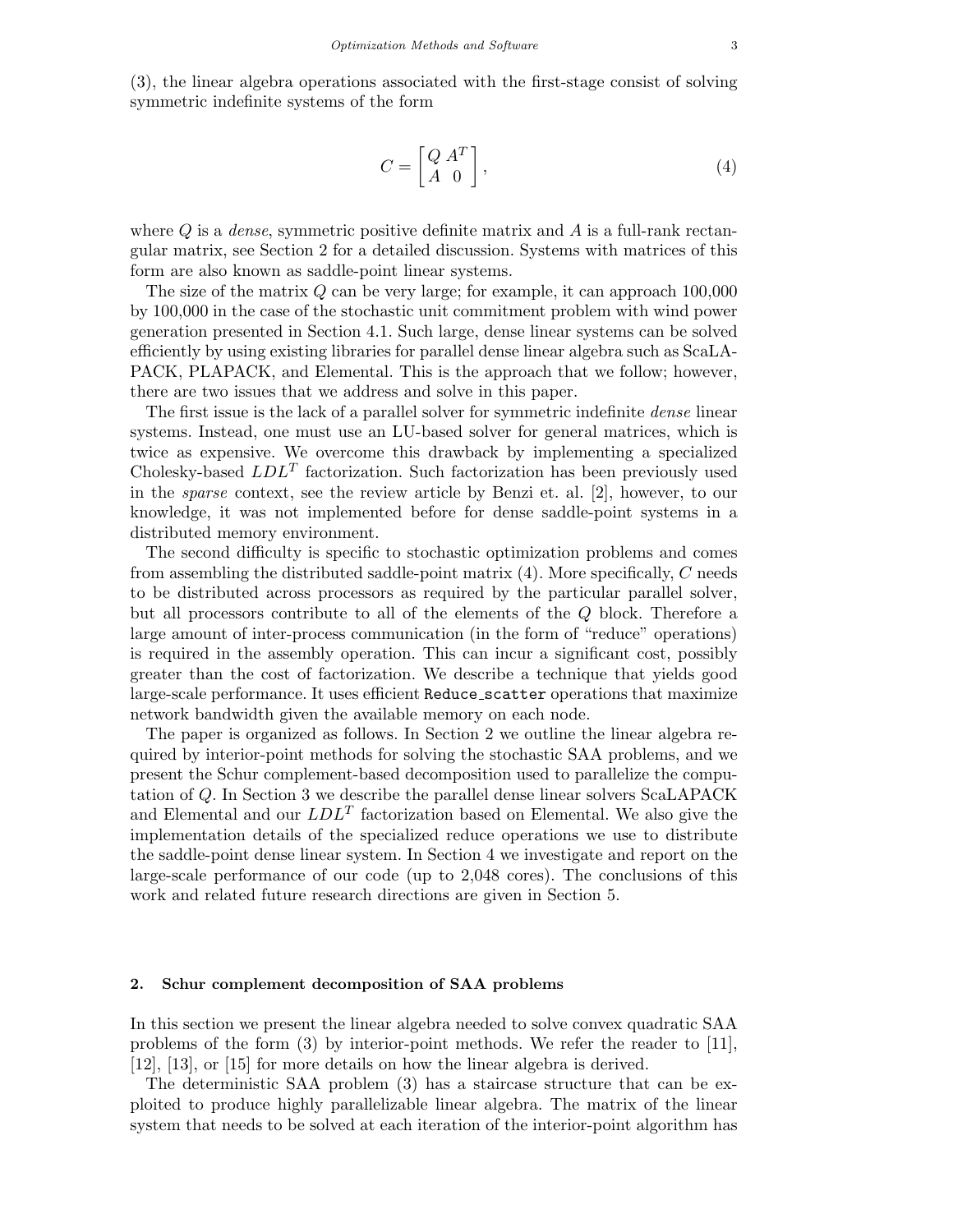(3), the linear algebra operations associated with the first-stage consist of solving symmetric indefinite systems of the form

$$C = \begin{bmatrix} Q & A^T \\ A & 0 \end{bmatrix}, \tag{4}$$

where $Q$ is a *dense*, symmetric positive definite matrix and $A$ is a full-rank rectangular matrix, see Section 2 for a detailed discussion. Systems with matrices of this form are also known as saddle-point linear systems.

The size of the matrix $Q$ can be very large; for example, it can approach 100,000 by 100,000 in the case of the stochastic unit commitment problem with wind power generation presented in Section 4.1. Such large, dense linear systems can be solved efficiently by using existing libraries for parallel dense linear algebra such as ScaLAPACK, PLAPACK, and Elemental. This is the approach that we follow; however, there are two issues that we address and solve in this paper.

The first issue is the lack of a parallel solver for symmetric indefinite *dense* linear systems. Instead, one must use an LU-based solver for general matrices, which is twice as expensive. We overcome this drawback by implementing a specialized Cholesky-based $LDL^T$ factorization. Such factorization has been previously used in the *sparse* context, see the review article by Benzi et. al. [2], however, to our knowledge, it was not implemented before for dense saddle-point systems in a distributed memory environment.

The second difficulty is specific to stochastic optimization problems and comes from assembling the distributed saddle-point matrix (4). More specifically, $C$ needs to be distributed across processors as required by the particular parallel solver, but all processors contribute to all of the elements of the $Q$ block. Therefore a large amount of inter-process communication (in the form of "reduce" operations) is required in the assembly operation. This can incur a significant cost, possibly greater than the cost of factorization. We describe a technique that yields good large-scale performance. It uses efficient `Reduce_scatter` operations that maximize network bandwidth given the available memory on each node.

The paper is organized as follows. In Section 2 we outline the linear algebra required by interior-point methods for solving the stochastic SAA problems, and we present the Schur complement-based decomposition used to parallelize the computation of $Q$. In Section 3 we describe the parallel dense linear solvers ScaLAPACK and Elemental and our $LDL^T$ factorization based on Elemental. We also give the implementation details of the specialized reduce operations we use to distribute the saddle-point dense linear system. In Section 4 we investigate and report on the large-scale performance of our code (up to 2,048 cores). The conclusions of this work and related future research directions are given in Section 5.

## 2. Schur complement decomposition of SAA problems

In this section we present the linear algebra needed to solve convex quadratic SAA problems of the form (3) by interior-point methods. We refer the reader to [11], [12], [13], or [15] for more details on how the linear algebra is derived.

The deterministic SAA problem (3) has a staircase structure that can be exploited to produce highly parallelizable linear algebra. The matrix of the linear system that needs to be solved at each iteration of the interior-point algorithm has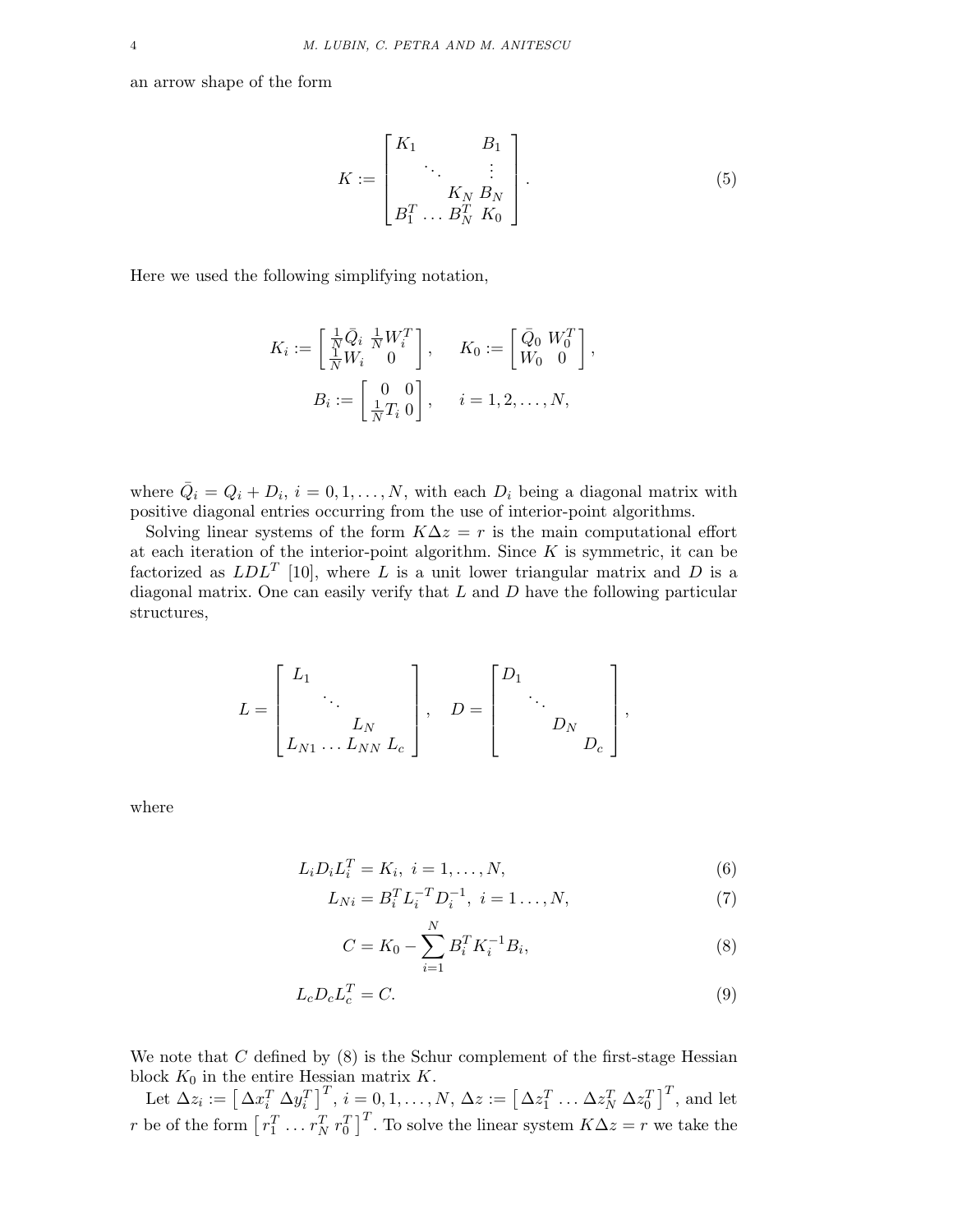an arrow shape of the form

$$
K := \begin{bmatrix} K_1 & & & B_1 \\ & \ddots & & \vdots \\ & & K_N & B_N \\ B_1^T & \dots & B_N^T & K_0 \end{bmatrix}. \tag{5}
$$

Here we used the following simplifying notation,

$$
K_i := \begin{bmatrix} \frac{1}{N}\bar{Q}_i & \frac{1}{N}W_i^T \\ \frac{1}{N}W_i & 0 \end{bmatrix}, \quad K_0 := \begin{bmatrix} \bar{Q}_0 & W_0^T \\ W_0 & 0 \end{bmatrix},
$$

$$
B_i := \begin{bmatrix} 0 & 0 \\ \frac{1}{N}T_i & 0 \end{bmatrix}, \quad i = 1, 2, \dots, N,
$$

where $\bar{Q}_i = Q_i + D_i$, $i = 0, 1, \dots, N$, with each $D_i$ being a diagonal matrix with positive diagonal entries occurring from the use of interior-point algorithms.

Solving linear systems of the form $K\Delta z = r$ is the main computational effort at each iteration of the interior-point algorithm. Since $K$ is symmetric, it can be factorized as $LDL^T$ [10], where $L$ is a unit lower triangular matrix and $D$ is a diagonal matrix. One can easily verify that $L$ and $D$ have the following particular structures,

$$
L = \begin{bmatrix} L_1 & & & \\ & \ddots & & \\ & & L_N & \\ L_{N1} & \dots & L_{NN} & L_c \end{bmatrix}, \quad D = \begin{bmatrix} D_1 & & & \\ & \ddots & & \\ & & D_N & \\ & & & D_c \end{bmatrix},
$$

where

$$
L_i D_i L_i^T = K_i, \ i = 1, \dots, N, \tag{6}
$$

$$
L_{Ni} = B_i^T L_i^{-T} D_i^{-1}, \ i = 1 \dots, N, \tag{7}
$$

$$
C = K_0 - \sum_{i=1}^{N} B_i^T K_i^{-1} B_i, \tag{8}
$$

$$
L_c D_c L_c^T = C. \tag{9}
$$

We note that $C$ defined by (8) is the Schur complement of the first-stage Hessian block $K_0$ in the entire Hessian matrix $K$.

Let $\Delta z_i := \left[ \Delta x_i^T \ \Delta y_i^T \right]^T$, $i = 0, 1, \dots, N$, $\Delta z := \left[ \Delta z_1^T \dots \Delta z_N^T \ \Delta z_0^T \right]^T$, and let $r$ be of the form $\left[ r_1^T \dots r_N^T \ r_0^T \right]^T$. To solve the linear system $K\Delta z = r$ we take the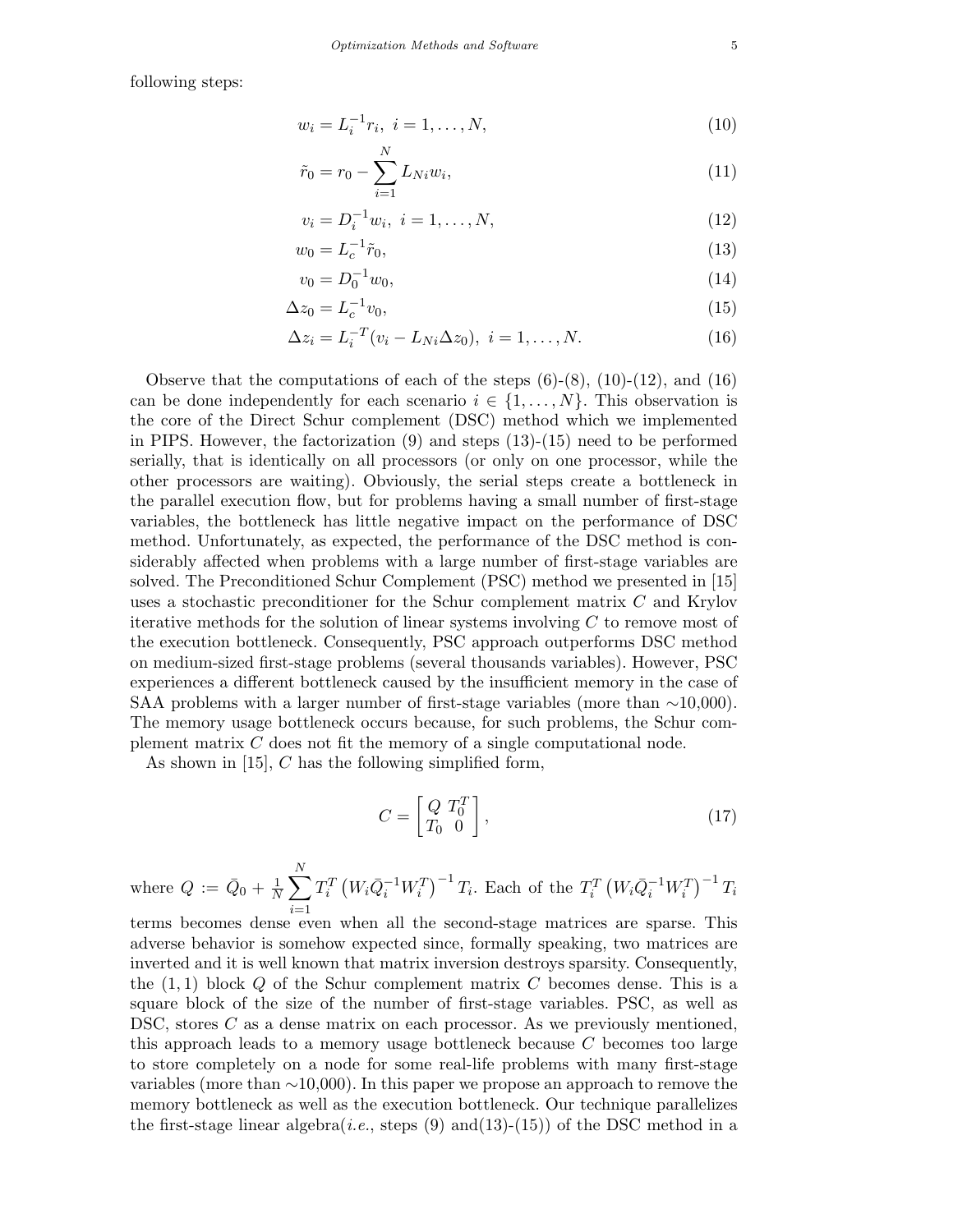following steps:

$$w_i = L_i^{-1} r_i, \; i = 1, \ldots, N, \tag{10}$$

$$\tilde{r}_0 = r_0 - \sum_{i=1}^{N} L_{Ni} w_i, \tag{11}$$

$$v_i = D_i^{-1} w_i, \; i = 1, \ldots, N, \tag{12}$$

$$w_0 = L_c^{-1} \tilde{r}_0, \tag{13}$$

$$v_0 = D_0^{-1} w_0, \tag{14}$$

$$\Delta z_0 = L_c^{-1} v_0, \tag{15}$$

$$\Delta z_i = L_i^{-T} (v_i - L_{Ni} \Delta z_0), \; i = 1, \ldots, N. \tag{16}$$

Observe that the computations of each of the steps (6)-(8), (10)-(12), and (16) can be done independently for each scenario $i \in \{1, \ldots, N\}$. This observation is the core of the Direct Schur complement (DSC) method which we implemented in PIPS. However, the factorization (9) and steps (13)-(15) need to be performed serially, that is identically on all processors (or only on one processor, while the other processors are waiting). Obviously, the serial steps create a bottleneck in the parallel execution flow, but for problems having a small number of first-stage variables, the bottleneck has little negative impact on the performance of DSC method. Unfortunately, as expected, the performance of the DSC method is considerably affected when problems with a large number of first-stage variables are solved. The Preconditioned Schur Complement (PSC) method we presented in [15] uses a stochastic preconditioner for the Schur complement matrix $C$ and Krylov iterative methods for the solution of linear systems involving $C$ to remove most of the execution bottleneck. Consequently, PSC approach outperforms DSC method on medium-sized first-stage problems (several thousands variables). However, PSC experiences a different bottleneck caused by the insufficient memory in the case of SAA problems with a larger number of first-stage variables (more than ∼10,000). The memory usage bottleneck occurs because, for such problems, the Schur complement matrix $C$ does not fit the memory of a single computational node.

As shown in [15], $C$ has the following simplified form,

$$C = \begin{bmatrix} Q & T_0^T \\ T_0 & 0 \end{bmatrix}, \tag{17}$$

where $Q := \bar{Q}_0 + \frac{1}{N} \sum_{i=1}^{N} T_i^T \left( W_i \bar{Q}_i^{-1} W_i^T \right)^{-1} T_i$. Each of the $T_i^T \left( W_i \bar{Q}_i^{-1} W_i^T \right)^{-1} T_i$ terms becomes dense even when all the second-stage matrices are sparse. This adverse behavior is somehow expected since, formally speaking, two matrices are inverted and it is well known that matrix inversion destroys sparsity. Consequently, the $(1,1)$ block $Q$ of the Schur complement matrix $C$ becomes dense. This is a square block of the size of the number of first-stage variables. PSC, as well as DSC, stores $C$ as a dense matrix on each processor. As we previously mentioned, this approach leads to a memory usage bottleneck because $C$ becomes too large to store completely on a node for some real-life problems with many first-stage variables (more than ∼10,000). In this paper we propose an approach to remove the memory bottleneck as well as the execution bottleneck. Our technique parallelizes the first-stage linear algebra(*i.e.*, steps (9) and(13)-(15)) of the DSC method in a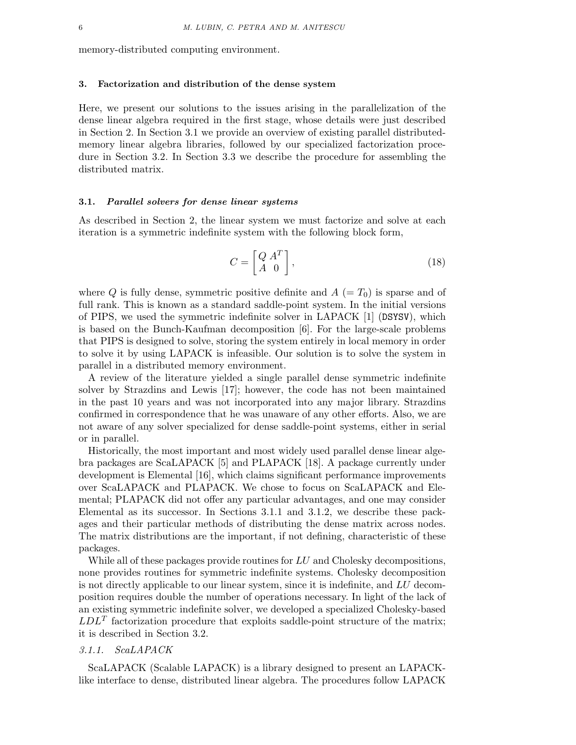memory-distributed computing environment.

## 3. Factorization and distribution of the dense system

Here, we present our solutions to the issues arising in the parallelization of the dense linear algebra required in the first stage, whose details were just described in Section 2. In Section 3.1 we provide an overview of existing parallel distributed-memory linear algebra libraries, followed by our specialized factorization procedure in Section 3.2. In Section 3.3 we describe the procedure for assembling the distributed matrix.

### 3.1. *Parallel solvers for dense linear systems*

As described in Section 2, the linear system we must factorize and solve at each iteration is a symmetric indefinite system with the following block form,

$$C = \begin{bmatrix} Q & A^T \\ A & 0 \end{bmatrix}, \tag{18}$$

where $Q$ is fully dense, symmetric positive definite and $A$ $(= T_0)$ is sparse and of full rank. This is known as a standard saddle-point system. In the initial versions of PIPS, we used the symmetric indefinite solver in LAPACK [1] (`DSYSV`), which is based on the Bunch-Kaufman decomposition [6]. For the large-scale problems that PIPS is designed to solve, storing the system entirely in local memory in order to solve it by using LAPACK is infeasible. Our solution is to solve the system in parallel in a distributed memory environment.

A review of the literature yielded a single parallel dense symmetric indefinite solver by Strazdins and Lewis [17]; however, the code has not been maintained in the past 10 years and was not incorporated into any major library. Strazdins confirmed in correspondence that he was unaware of any other efforts. Also, we are not aware of any solver specialized for dense saddle-point systems, either in serial or in parallel.

Historically, the most important and most widely used parallel dense linear algebra packages are ScaLAPACK [5] and PLAPACK [18]. A package currently under development is Elemental [16], which claims significant performance improvements over ScaLAPACK and PLAPACK. We chose to focus on ScaLAPACK and Elemental; PLAPACK did not offer any particular advantages, and one may consider Elemental as its successor. In Sections 3.1.1 and 3.1.2, we describe these packages and their particular methods of distributing the dense matrix across nodes. The matrix distributions are the important, if not defining, characteristic of these packages.

While all of these packages provide routines for $LU$ and Cholesky decompositions, none provides routines for symmetric indefinite systems. Cholesky decomposition is not directly applicable to our linear system, since it is indefinite, and $LU$ decomposition requires double the number of operations necessary. In light of the lack of an existing symmetric indefinite solver, we developed a specialized Cholesky-based $LDL^T$ factorization procedure that exploits saddle-point structure of the matrix; it is described in Section 3.2.

#### 3.1.1. *ScaLAPACK*

ScaLAPACK (Scalable LAPACK) is a library designed to present an LAPACK-like interface to dense, distributed linear algebra. The procedures follow LAPACK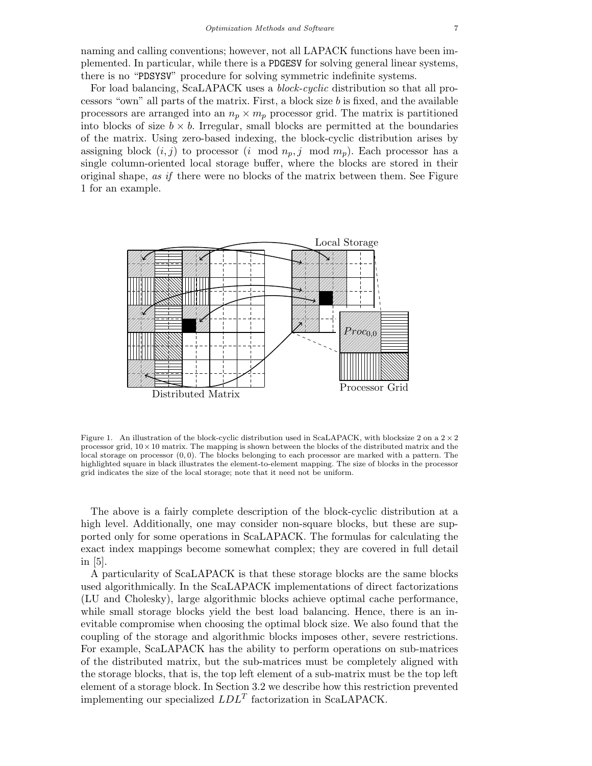naming and calling conventions; however, not all LAPACK functions have been implemented. In particular, while there is a PDGESV for solving general linear systems, there is no "PDSYSV" procedure for solving symmetric indefinite systems.

For load balancing, ScaLAPACK uses a *block-cyclic* distribution so that all processors "own" all parts of the matrix. First, a block size $b$ is fixed, and the available processors are arranged into an $n_p \times m_p$ processor grid. The matrix is partitioned into blocks of size $b \times b$. Irregular, small blocks are permitted at the boundaries of the matrix. Using zero-based indexing, the block-cyclic distribution arises by assigning block $(i, j)$ to processor $(i \mod n_p, j \mod m_p)$. Each processor has a single column-oriented local storage buffer, where the blocks are stored in their original shape, *as if* there were no blocks of the matrix between them. See Figure 1 for an example.

Figure 1. An illustration of the block-cyclic distribution used in ScaLAPACK, with blocksize 2 on a $2 \times 2$ processor grid, $10 \times 10$ matrix. The mapping is shown between the blocks of the distributed matrix and the local storage on processor $(0, 0)$. The blocks belonging to each processor are marked with a pattern. The highlighted square in black illustrates the element-to-element mapping. The size of blocks in the processor grid indicates the size of the local storage; note that it need not be uniform.

The above is a fairly complete description of the block-cyclic distribution at a high level. Additionally, one may consider non-square blocks, but these are supported only for some operations in ScaLAPACK. The formulas for calculating the exact index mappings become somewhat complex; they are covered in full detail in [5].

A particularity of ScaLAPACK is that these storage blocks are the same blocks used algorithmically. In the ScaLAPACK implementations of direct factorizations (LU and Cholesky), large algorithmic blocks achieve optimal cache performance, while small storage blocks yield the best load balancing. Hence, there is an inevitable compromise when choosing the optimal block size. We also found that the coupling of the storage and algorithmic blocks imposes other, severe restrictions. For example, ScaLAPACK has the ability to perform operations on sub-matrices of the distributed matrix, but the sub-matrices must be completely aligned with the storage blocks, that is, the top left element of a sub-matrix must be the top left element of a storage block. In Section 3.2 we describe how this restriction prevented implementing our specialized $LDL^T$ factorization in ScaLAPACK.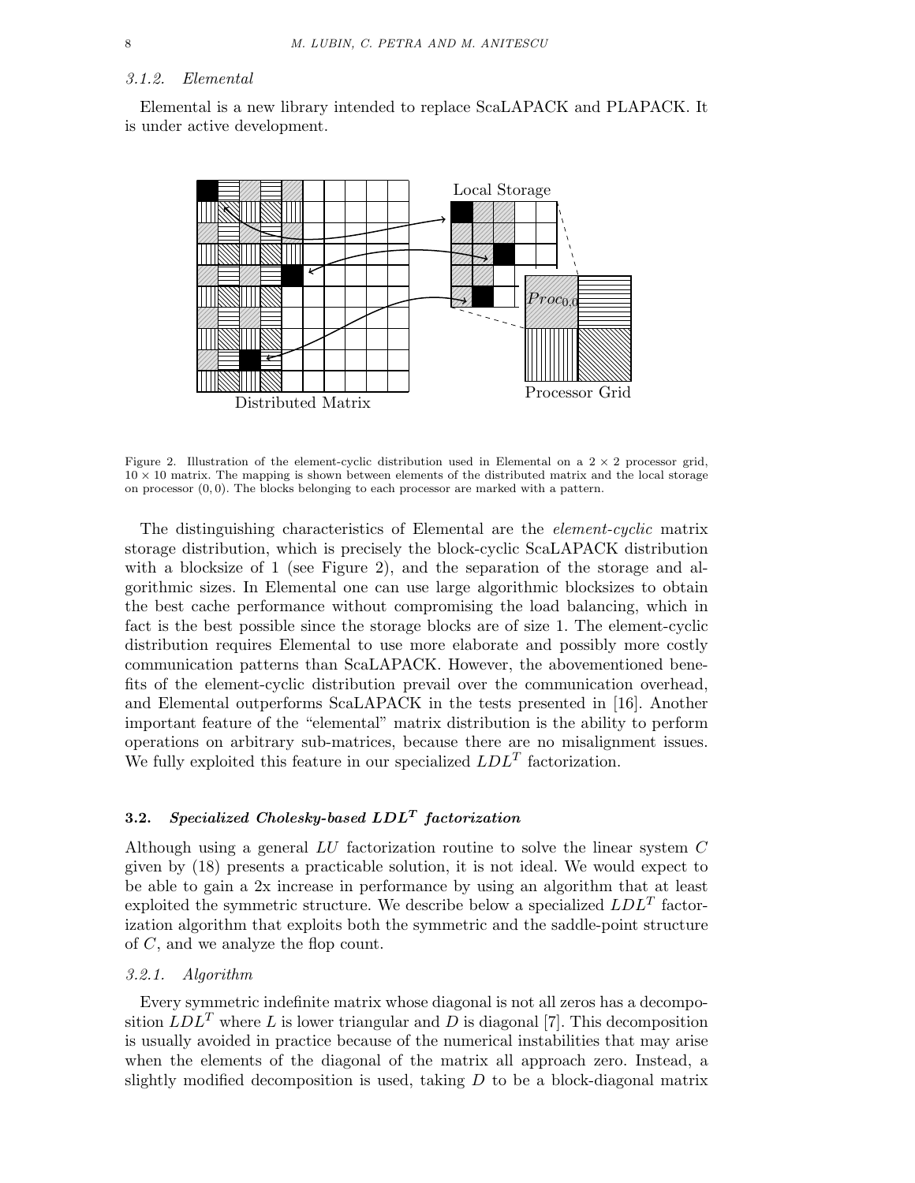### 3.1.2. Elemental

Elemental is a new library intended to replace ScaLAPACK and PLAPACK. It is under active development.

Figure 2. Illustration of the element-cyclic distribution used in Elemental on a $2 \times 2$ processor grid, $10 \times 10$ matrix. The mapping is shown between elements of the distributed matrix and the local storage on processor $(0, 0)$. The blocks belonging to each processor are marked with a pattern.

The distinguishing characteristics of Elemental are the *element-cyclic* matrix storage distribution, which is precisely the block-cyclic ScaLAPACK distribution with a blocksize of 1 (see Figure 2), and the separation of the storage and algorithmic sizes. In Elemental one can use large algorithmic blocksizes to obtain the best cache performance without compromising the load balancing, which in fact is the best possible since the storage blocks are of size 1. The element-cyclic distribution requires Elemental to use more elaborate and possibly more costly communication patterns than ScaLAPACK. However, the abovementioned benefits of the element-cyclic distribution prevail over the communication overhead, and Elemental outperforms ScaLAPACK in the tests presented in [16]. Another important feature of the "elemental" matrix distribution is the ability to perform operations on arbitrary sub-matrices, because there are no misalignment issues. We fully exploited this feature in our specialized $LDL^T$ factorization.

## 3.2. *Specialized Cholesky-based $LDL^T$ factorization*

Although using a general $LU$ factorization routine to solve the linear system $C$ given by (18) presents a practicable solution, it is not ideal. We would expect to be able to gain a 2x increase in performance by using an algorithm that at least exploited the symmetric structure. We describe below a specialized $LDL^T$ factorization algorithm that exploits both the symmetric and the saddle-point structure of $C$, and we analyze the flop count.

### 3.2.1. Algorithm

Every symmetric indefinite matrix whose diagonal is not all zeros has a decomposition $LDL^T$ where $L$ is lower triangular and $D$ is diagonal [7]. This decomposition is usually avoided in practice because of the numerical instabilities that may arise when the elements of the diagonal of the matrix all approach zero. Instead, a slightly modified decomposition is used, taking $D$ to be a block-diagonal matrix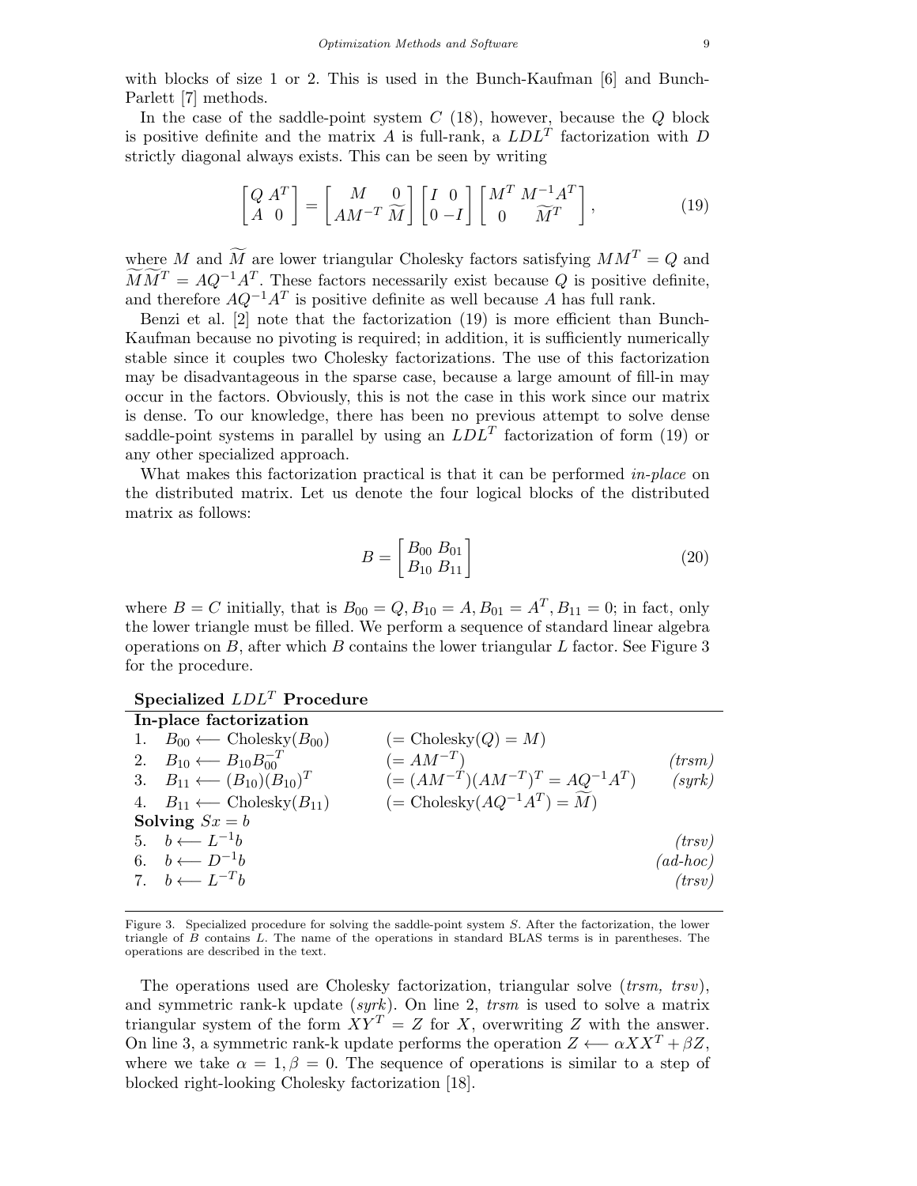with blocks of size 1 or 2. This is used in the Bunch-Kaufman [6] and Bunch-Parlett [7] methods.

In the case of the saddle-point system $C$ (18), however, because the $Q$ block is positive definite and the matrix $A$ is full-rank, a $LDL^T$ factorization with $D$ strictly diagonal always exists. This can be seen by writing

$$\begin{bmatrix} Q & A^T \\ A & 0 \end{bmatrix} = \begin{bmatrix} M & 0 \\ AM^{-T} & \widetilde{M} \end{bmatrix} \begin{bmatrix} I & 0 \\ 0 & -I \end{bmatrix} \begin{bmatrix} M^T & M^{-1}A^T \\ 0 & \widetilde{M}^T \end{bmatrix}, \tag{19}$$

where $M$ and $\widetilde{M}$ are lower triangular Cholesky factors satisfying $MM^T = Q$ and $\widetilde{M}\widetilde{M}^T = AQ^{-1}A^T$. These factors necessarily exist because $Q$ is positive definite, and therefore $AQ^{-1}A^T$ is positive definite as well because $A$ has full rank.

Benzi et al. [2] note that the factorization (19) is more efficient than Bunch-Kaufman because no pivoting is required; in addition, it is sufficiently numerically stable since it couples two Cholesky factorizations. The use of this factorization may be disadvantageous in the sparse case, because a large amount of fill-in may occur in the factors. Obviously, this is not the case in this work since our matrix is dense. To our knowledge, there has been no previous attempt to solve dense saddle-point systems in parallel by using an $LDL^T$ factorization of form (19) or any other specialized approach.

What makes this factorization practical is that it can be performed *in-place* on the distributed matrix. Let us denote the four logical blocks of the distributed matrix as follows:

$$B = \begin{bmatrix} B_{00} & B_{01} \\ B_{10} & B_{11} \end{bmatrix} \tag{20}$$

where $B = C$ initially, that is $B_{00} = Q, B_{10} = A, B_{01} = A^T, B_{11} = 0$; in fact, only the lower triangle must be filled. We perform a sequence of standard linear algebra operations on $B$, after which $B$ contains the lower triangular $L$ factor. See Figure 3 for the procedure.

**Specialized $LDL^T$ Procedure**

| | | |
|---|---|---|
| **In-place factorization** | | |
| 1. $B_{00} \longleftarrow \text{Cholesky}(B_{00})$ | $(= \text{Cholesky}(Q) = M)$ | |
| 2. $B_{10} \longleftarrow B_{10}B_{00}^{-T}$ | $(= AM^{-T})$ | *(trsm)* |
| 3. $B_{11} \longleftarrow (B_{10})(B_{10})^T$ | $(= (AM^{-T})(AM^{-T})^T = AQ^{-1}A^T)$ | *(syrk)* |
| 4. $B_{11} \longleftarrow \text{Cholesky}(B_{11})$ | $(= \text{Cholesky}(AQ^{-1}A^T) = \widetilde{M})$ | |
| **Solving $Sx = b$** | | |
| 5. $b \longleftarrow L^{-1}b$ | | *(trsv)* |
| 6. $b \longleftarrow D^{-1}b$ | | *(ad-hoc)* |
| 7. $b \longleftarrow L^{-T}b$ | | *(trsv)* |

Figure 3. Specialized procedure for solving the saddle-point system $S$. After the factorization, the lower triangle of $B$ contains $L$. The name of the operations in standard BLAS terms is in parentheses. The operations are described in the text.

The operations used are Cholesky factorization, triangular solve (*trsm, trsv*), and symmetric rank-k update (*syrk*). On line 2, *trsm* is used to solve a matrix triangular system of the form $XY^T = Z$ for $X$, overwriting $Z$ with the answer. On line 3, a symmetric rank-k update performs the operation $Z \longleftarrow \alpha XX^T + \beta Z$, where we take $\alpha = 1, \beta = 0$. The sequence of operations is similar to a step of blocked right-looking Cholesky factorization [18].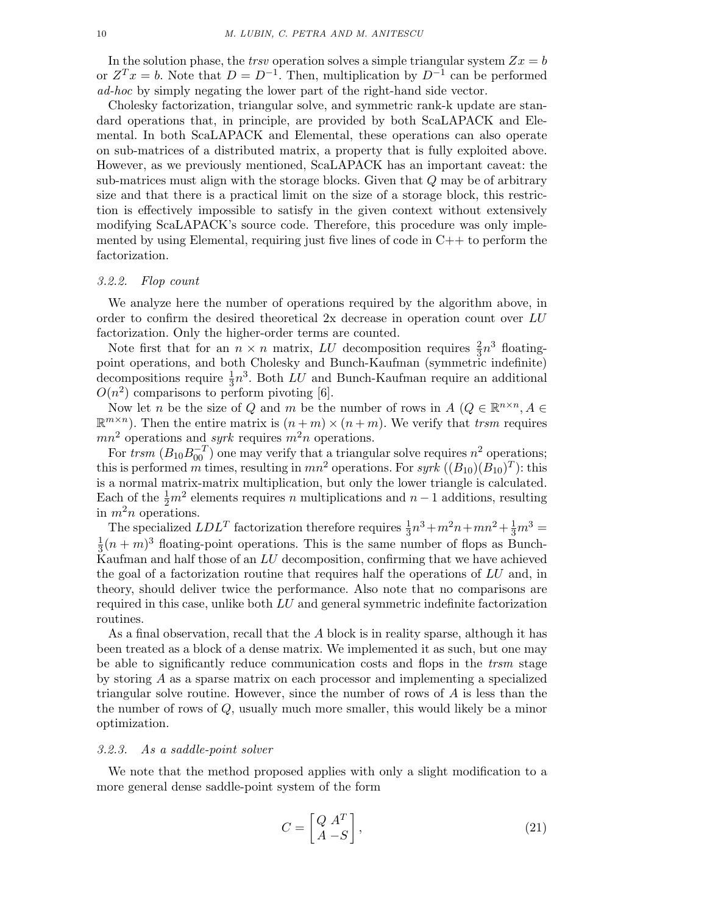In the solution phase, the *trsv* operation solves a simple triangular system $Zx = b$ or $Z^T x = b$. Note that $D = D^{-1}$. Then, multiplication by $D^{-1}$ can be performed *ad-hoc* by simply negating the lower part of the right-hand side vector.

Cholesky factorization, triangular solve, and symmetric rank-k update are standard operations that, in principle, are provided by both ScaLAPACK and Elemental. In both ScaLAPACK and Elemental, these operations can also operate on sub-matrices of a distributed matrix, a property that is fully exploited above. However, as we previously mentioned, ScaLAPACK has an important caveat: the sub-matrices must align with the storage blocks. Given that $Q$ may be of arbitrary size and that there is a practical limit on the size of a storage block, this restriction is effectively impossible to satisfy in the given context without extensively modifying ScaLAPACK's source code. Therefore, this procedure was only implemented by using Elemental, requiring just five lines of code in C++ to perform the factorization.

#### 3.2.2. Flop count

We analyze here the number of operations required by the algorithm above, in order to confirm the desired theoretical 2x decrease in operation count over $LU$ factorization. Only the higher-order terms are counted.

Note first that for an $n \times n$ matrix, $LU$ decomposition requires $\frac{2}{3}n^3$ floating-point operations, and both Cholesky and Bunch-Kaufman (symmetric indefinite) decompositions require $\frac{1}{3}n^3$. Both $LU$ and Bunch-Kaufman require an additional $O(n^2)$ comparisons to perform pivoting [6].

Now let $n$ be the size of $Q$ and $m$ be the number of rows in $A$ ($Q \in \mathbb{R}^{n \times n}, A \in \mathbb{R}^{m \times n}$). Then the entire matrix is $(n+m) \times (n+m)$. We verify that *trsm* requires $mn^2$ operations and *syrk* requires $m^2 n$ operations.

For *trsm* ($B_{10}B_{00}^{-T}$) one may verify that a triangular solve requires $n^2$ operations; this is performed $m$ times, resulting in $mn^2$ operations. For *syrk* ($(B_{10})(B_{10})^T$): this is a normal matrix-matrix multiplication, but only the lower triangle is calculated. Each of the $\frac{1}{2}m^2$ elements requires $n$ multiplications and $n-1$ additions, resulting in $m^2 n$ operations.

The specialized $LDL^T$ factorization therefore requires $\frac{1}{3}n^3 + m^2 n + mn^2 + \frac{1}{3}m^3 = \frac{1}{3}(n+m)^3$ floating-point operations. This is the same number of flops as Bunch-Kaufman and half those of an $LU$ decomposition, confirming that we have achieved the goal of a factorization routine that requires half the operations of $LU$ and, in theory, should deliver twice the performance. Also note that no comparisons are required in this case, unlike both $LU$ and general symmetric indefinite factorization routines.

As a final observation, recall that the $A$ block is in reality sparse, although it has been treated as a block of a dense matrix. We implemented it as such, but one may be able to significantly reduce communication costs and flops in the *trsm* stage by storing $A$ as a sparse matrix on each processor and implementing a specialized triangular solve routine. However, since the number of rows of $A$ is less than the the number of rows of $Q$, usually much more smaller, this would likely be a minor optimization.

#### 3.2.3. As a saddle-point solver

We note that the method proposed applies with only a slight modification to a more general dense saddle-point system of the form

$$C = \begin{bmatrix} Q & A^T \\ A & -S \end{bmatrix}, \tag{21}$$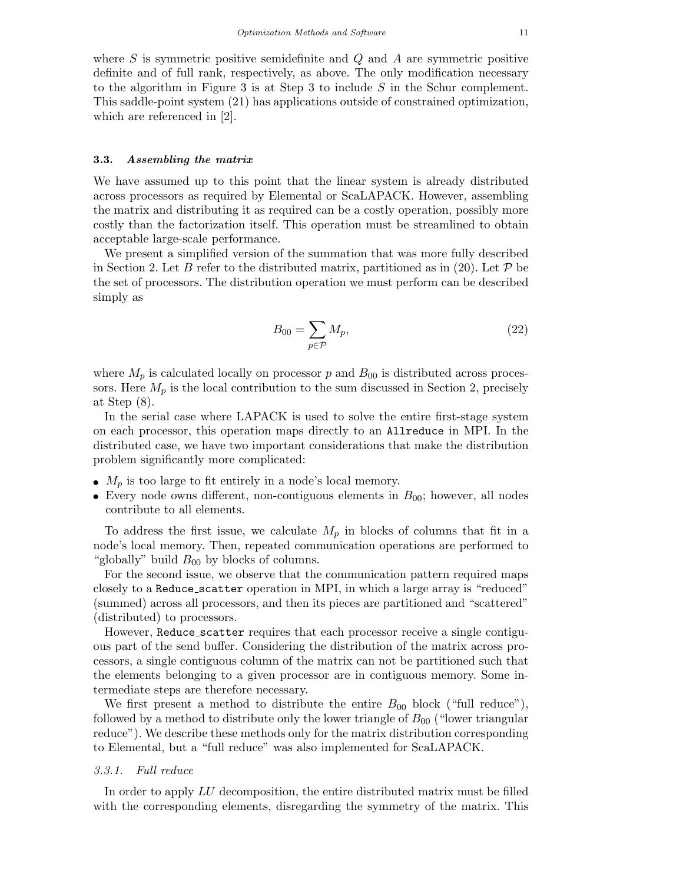where $S$ is symmetric positive semidefinite and $Q$ and $A$ are symmetric positive definite and of full rank, respectively, as above. The only modification necessary to the algorithm in Figure 3 is at Step 3 to include $S$ in the Schur complement. This saddle-point system (21) has applications outside of constrained optimization, which are referenced in [2].

### 3.3. *Assembling the matrix*

We have assumed up to this point that the linear system is already distributed across processors as required by Elemental or ScaLAPACK. However, assembling the matrix and distributing it as required can be a costly operation, possibly more costly than the factorization itself. This operation must be streamlined to obtain acceptable large-scale performance.

We present a simplified version of the summation that was more fully described in Section 2. Let $B$ refer to the distributed matrix, partitioned as in (20). Let $\mathcal{P}$ be the set of processors. The distribution operation we must perform can be described simply as

$$B_{00} = \sum_{p \in \mathcal{P}} M_p, \tag{22}$$

where $M_p$ is calculated locally on processor $p$ and $B_{00}$ is distributed across processors. Here $M_p$ is the local contribution to the sum discussed in Section 2, precisely at Step (8).

In the serial case where LAPACK is used to solve the entire first-stage system on each processor, this operation maps directly to an `Allreduce` in MPI. In the distributed case, we have two important considerations that make the distribution problem significantly more complicated:

- $M_p$ is too large to fit entirely in a node's local memory.
- Every node owns different, non-contiguous elements in $B_{00}$; however, all nodes contribute to all elements.

To address the first issue, we calculate $M_p$ in blocks of columns that fit in a node's local memory. Then, repeated communication operations are performed to "globally" build $B_{00}$ by blocks of columns.

For the second issue, we observe that the communication pattern required maps closely to a `Reduce_scatter` operation in MPI, in which a large array is "reduced" (summed) across all processors, and then its pieces are partitioned and "scattered" (distributed) to processors.

However, `Reduce_scatter` requires that each processor receive a single contiguous part of the send buffer. Considering the distribution of the matrix across processors, a single contiguous column of the matrix can not be partitioned such that the elements belonging to a given processor are in contiguous memory. Some intermediate steps are therefore necessary.

We first present a method to distribute the entire $B_{00}$ block ("full reduce"), followed by a method to distribute only the lower triangle of $B_{00}$ ("lower triangular reduce"). We describe these methods only for the matrix distribution corresponding to Elemental, but a "full reduce" was also implemented for ScaLAPACK.

#### 3.3.1. *Full reduce*

In order to apply $LU$ decomposition, the entire distributed matrix must be filled with the corresponding elements, disregarding the symmetry of the matrix. This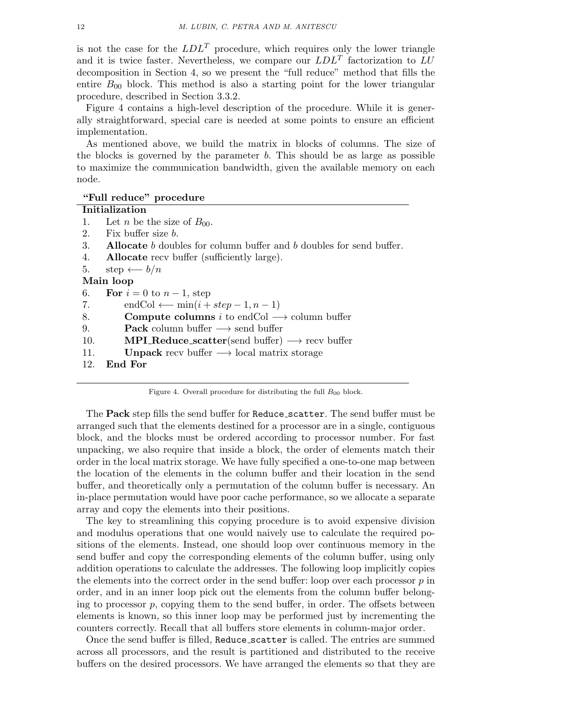is not the case for the $LDL^T$ procedure, which requires only the lower triangle and it is twice faster. Nevertheless, we compare our $LDL^T$ factorization to $LU$ decomposition in Section 4, so we present the "full reduce" method that fills the entire $B_{00}$ block. This method is also a starting point for the lower triangular procedure, described in Section 3.3.2.

Figure 4 contains a high-level description of the procedure. While it is generally straightforward, special care is needed at some points to ensure an efficient implementation.

As mentioned above, we build the matrix in blocks of columns. The size of the blocks is governed by the parameter $b$. This should be as large as possible to maximize the communication bandwidth, given the available memory on each node.

**"Full reduce" procedure**

**Initialization**

1. Let $n$ be the size of $B_{00}$.
2. Fix buffer size $b$.
3. **Allocate** $b$ doubles for column buffer and $b$ doubles for send buffer.
4. **Allocate** recv buffer (sufficiently large).
5. step $\longleftarrow b/n$

**Main loop**

6. **For** $i = 0$ to $n-1$, step
7. endCol $\longleftarrow \min(i + step - 1, n - 1)$
8. **Compute columns** $i$ to endCol $\longrightarrow$ column buffer
9. **Pack** column buffer $\longrightarrow$ send buffer
10. **MPI_Reduce_scatter**(send buffer) $\longrightarrow$ recv buffer
11. **Unpack** recv buffer $\longrightarrow$ local matrix storage
12. **End For**

Figure 4. Overall procedure for distributing the full $B_{00}$ block.

The **Pack** step fills the send buffer for `Reduce_scatter`. The send buffer must be arranged such that the elements destined for a processor are in a single, contiguous block, and the blocks must be ordered according to processor number. For fast unpacking, we also require that inside a block, the order of elements match their order in the local matrix storage. We have fully specified a one-to-one map between the location of the elements in the column buffer and their location in the send buffer, and theoretically only a permutation of the column buffer is necessary. An in-place permutation would have poor cache performance, so we allocate a separate array and copy the elements into their positions.

The key to streamlining this copying procedure is to avoid expensive division and modulus operations that one would naively use to calculate the required positions of the elements. Instead, one should loop over continuous memory in the send buffer and copy the corresponding elements of the column buffer, using only addition operations to calculate the addresses. The following loop implicitly copies the elements into the correct order in the send buffer: loop over each processor $p$ in order, and in an inner loop pick out the elements from the column buffer belonging to processor $p$, copying them to the send buffer, in order. The offsets between elements is known, so this inner loop may be performed just by incrementing the counters correctly. Recall that all buffers store elements in column-major order.

Once the send buffer is filled, `Reduce_scatter` is called. The entries are summed across all processors, and the result is partitioned and distributed to the receive buffers on the desired processors. We have arranged the elements so that they are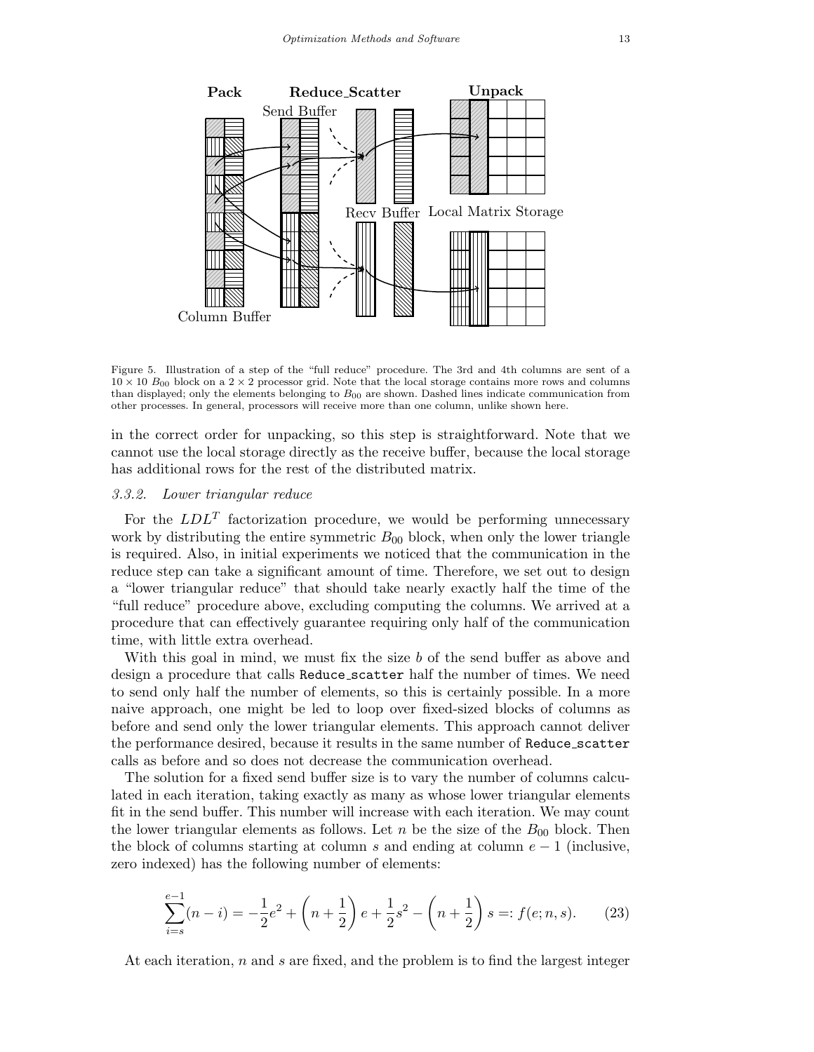Figure 5. Illustration of a step of the "full reduce" procedure. The 3rd and 4th columns are sent of a $10 \times 10$ $B_{00}$ block on a $2 \times 2$ processor grid. Note that the local storage contains more rows and columns than displayed; only the elements belonging to $B_{00}$ are shown. Dashed lines indicate communication from other processes. In general, processors will receive more than one column, unlike shown here.

in the correct order for unpacking, so this step is straightforward. Note that we cannot use the local storage directly as the receive buffer, because the local storage has additional rows for the rest of the distributed matrix.

### 3.3.2. *Lower triangular reduce*

For the $LDL^T$ factorization procedure, we would be performing unnecessary work by distributing the entire symmetric $B_{00}$ block, when only the lower triangle is required. Also, in initial experiments we noticed that the communication in the reduce step can take a significant amount of time. Therefore, we set out to design a "lower triangular reduce" that should take nearly exactly half the time of the "full reduce" procedure above, excluding computing the columns. We arrived at a procedure that can effectively guarantee requiring only half of the communication time, with little extra overhead.

With this goal in mind, we must fix the size $b$ of the send buffer as above and design a procedure that calls `Reduce_scatter` half the number of times. We need to send only half the number of elements, so this is certainly possible. In a more naive approach, one might be led to loop over fixed-sized blocks of columns as before and send only the lower triangular elements. This approach cannot deliver the performance desired, because it results in the same number of `Reduce_scatter` calls as before and so does not decrease the communication overhead.

The solution for a fixed send buffer size is to vary the number of columns calculated in each iteration, taking exactly as many as whose lower triangular elements fit in the send buffer. This number will increase with each iteration. We may count the lower triangular elements as follows. Let $n$ be the size of the $B_{00}$ block. Then the block of columns starting at column $s$ and ending at column $e - 1$ (inclusive, zero indexed) has the following number of elements:

$$\sum_{i=s}^{e-1}(n-i) = -\frac{1}{2}e^2 + \left(n + \frac{1}{2}\right)e + \frac{1}{2}s^2 - \left(n + \frac{1}{2}\right)s =: f(e; n, s). \tag{23}$$

At each iteration, $n$ and $s$ are fixed, and the problem is to find the largest integer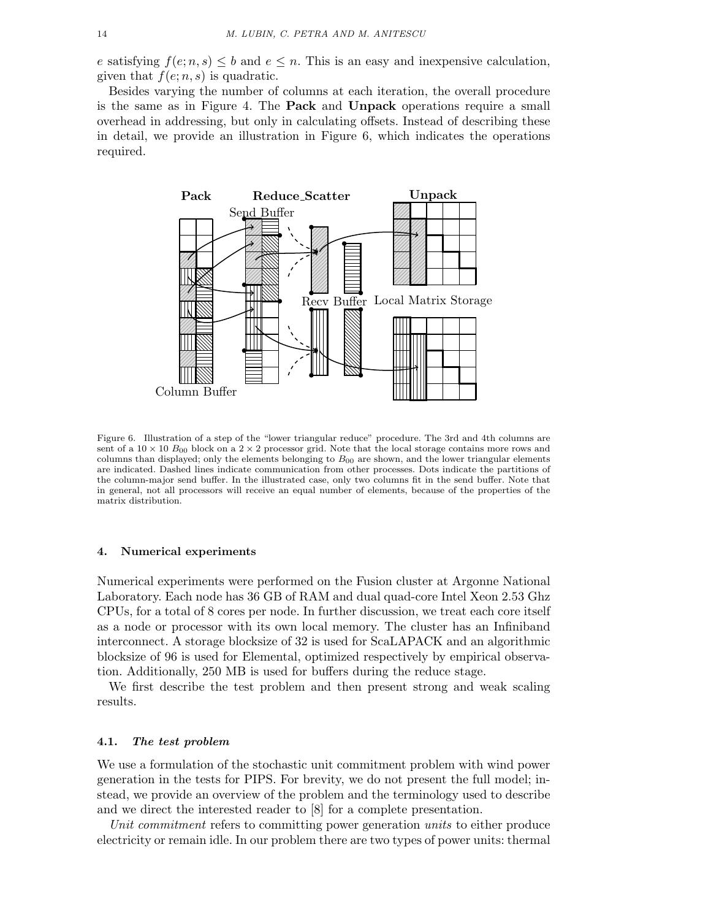$e$ satisfying $f(e; n, s) \leq b$ and $e \leq n$. This is an easy and inexpensive calculation, given that $f(e; n, s)$ is quadratic.

Besides varying the number of columns at each iteration, the overall procedure is the same as in Figure 4. The **Pack** and **Unpack** operations require a small overhead in addressing, but only in calculating offsets. Instead of describing these in detail, we provide an illustration in Figure 6, which indicates the operations required.

Figure 6. Illustration of a step of the "lower triangular reduce" procedure. The 3rd and 4th columns are sent of a $10 \times 10$ $B_{00}$ block on a $2 \times 2$ processor grid. Note that the local storage contains more rows and columns than displayed; only the elements belonging to $B_{00}$ are shown, and the lower triangular elements are indicated. Dashed lines indicate communication from other processes. Dots indicate the partitions of the column-major send buffer. In the illustrated case, only two columns fit in the send buffer. Note that in general, not all processors will receive an equal number of elements, because of the properties of the matrix distribution.

## 4. Numerical experiments

Numerical experiments were performed on the Fusion cluster at Argonne National Laboratory. Each node has 36 GB of RAM and dual quad-core Intel Xeon 2.53 Ghz CPUs, for a total of 8 cores per node. In further discussion, we treat each core itself as a node or processor with its own local memory. The cluster has an Infiniband interconnect. A storage blocksize of 32 is used for ScaLAPACK and an algorithmic blocksize of 96 is used for Elemental, optimized respectively by empirical observation. Additionally, 250 MB is used for buffers during the reduce stage.

We first describe the test problem and then present strong and weak scaling results.

### 4.1. *The test problem*

We use a formulation of the stochastic unit commitment problem with wind power generation in the tests for PIPS. For brevity, we do not present the full model; instead, we provide an overview of the problem and the terminology used to describe and we direct the interested reader to [8] for a complete presentation.

*Unit commitment* refers to committing power generation *units* to either produce electricity or remain idle. In our problem there are two types of power units: thermal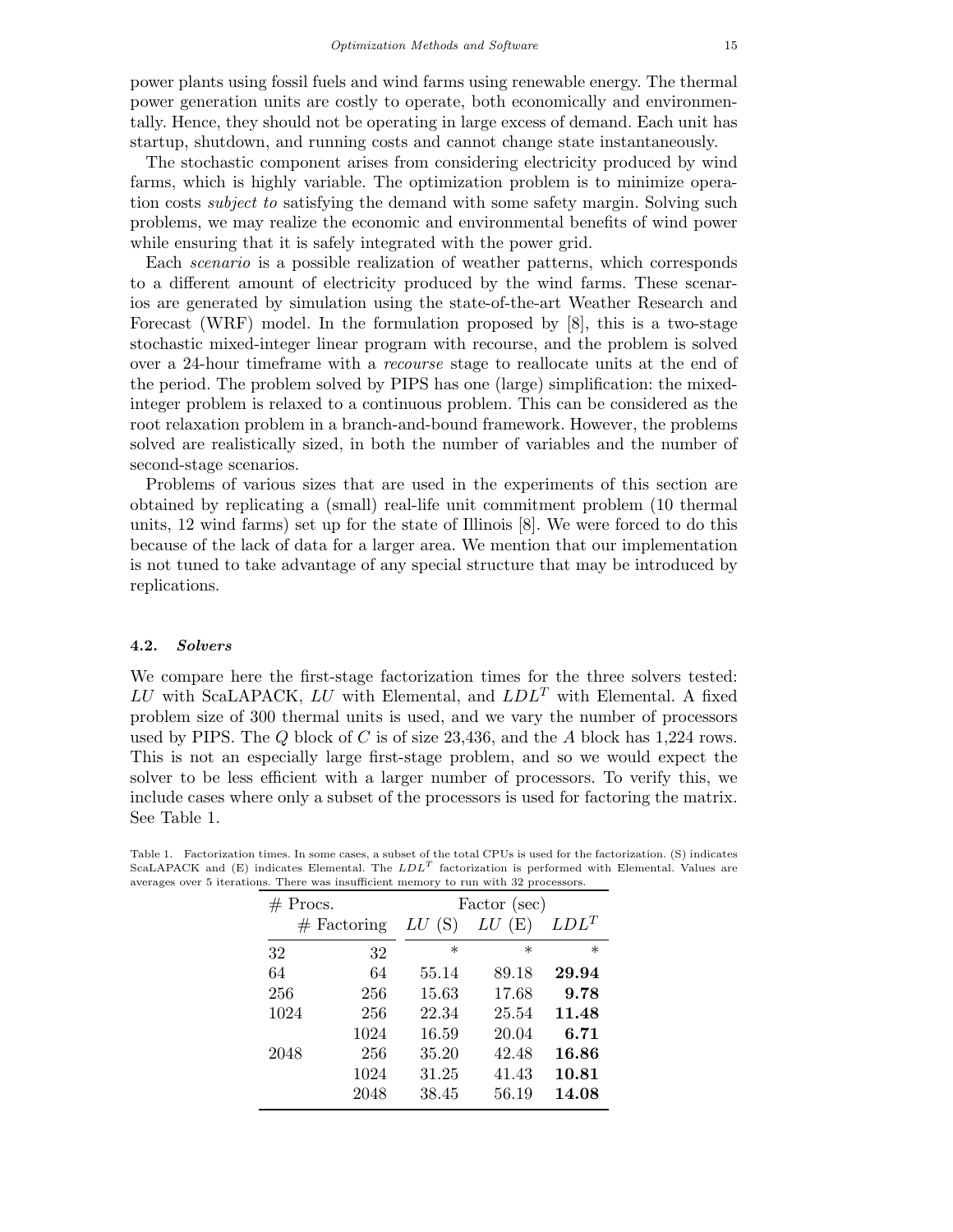power plants using fossil fuels and wind farms using renewable energy. The thermal power generation units are costly to operate, both economically and environmentally. Hence, they should not be operating in large excess of demand. Each unit has startup, shutdown, and running costs and cannot change state instantaneously.

The stochastic component arises from considering electricity produced by wind farms, which is highly variable. The optimization problem is to minimize operation costs *subject to* satisfying the demand with some safety margin. Solving such problems, we may realize the economic and environmental benefits of wind power while ensuring that it is safely integrated with the power grid.

Each *scenario* is a possible realization of weather patterns, which corresponds to a different amount of electricity produced by the wind farms. These scenarios are generated by simulation using the state-of-the-art Weather Research and Forecast (WRF) model. In the formulation proposed by [8], this is a two-stage stochastic mixed-integer linear program with recourse, and the problem is solved over a 24-hour timeframe with a *recourse* stage to reallocate units at the end of the period. The problem solved by PIPS has one (large) simplification: the mixed-integer problem is relaxed to a continuous problem. This can be considered as the root relaxation problem in a branch-and-bound framework. However, the problems solved are realistically sized, in both the number of variables and the number of second-stage scenarios.

Problems of various sizes that are used in the experiments of this section are obtained by replicating a (small) real-life unit commitment problem (10 thermal units, 12 wind farms) set up for the state of Illinois [8]. We were forced to do this because of the lack of data for a larger area. We mention that our implementation is not tuned to take advantage of any special structure that may be introduced by replications.

### 4.2. *Solvers*

We compare here the first-stage factorization times for the three solvers tested: $LU$ with ScaLAPACK, $LU$ with Elemental, and $LDL^T$ with Elemental. A fixed problem size of 300 thermal units is used, and we vary the number of processors used by PIPS. The $Q$ block of $C$ is of size 23,436, and the $A$ block has 1,224 rows. This is not an especially large first-stage problem, and so we would expect the solver to be less efficient with a larger number of processors. To verify this, we include cases where only a subset of the processors is used for factoring the matrix. See Table 1.

Table 1. Factorization times. In some cases, a subset of the total CPUs is used for the factorization. (S) indicates ScaLAPACK and (E) indicates Elemental. The $LDL^T$ factorization is performed with Elemental. Values are averages over 5 iterations. There was insufficient memory to run with 32 processors.

| # Procs. | # Factoring | Factor (sec) $LU$ (S) | $LU$ (E) | $LDL^T$ |
|---|---|---|---|---|
| 32 | 32 | * | * | * |
| 64 | 64 | 55.14 | 89.18 | **29.94** |
| 256 | 256 | 15.63 | 17.68 | **9.78** |
| 1024 | 256 | 22.34 | 25.54 | **11.48** |
| | 1024 | 16.59 | 20.04 | **6.71** |
| 2048 | 256 | 35.20 | 42.48 | **16.86** |
| | 1024 | 31.25 | 41.43 | **10.81** |
| | 2048 | 38.45 | 56.19 | **14.08** |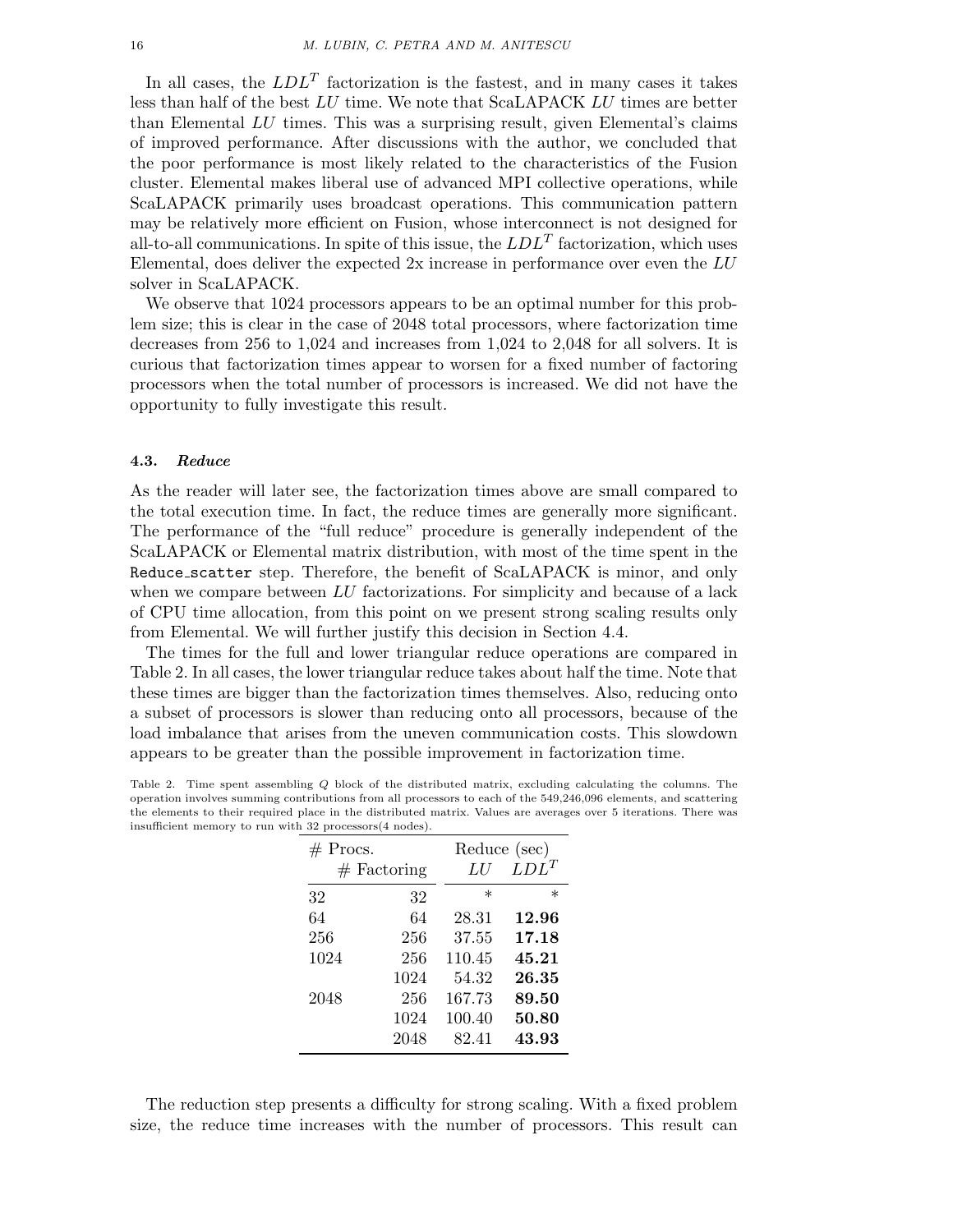In all cases, the $LDL^T$ factorization is the fastest, and in many cases it takes less than half of the best $LU$ time. We note that ScaLAPACK $LU$ times are better than Elemental $LU$ times. This was a surprising result, given Elemental's claims of improved performance. After discussions with the author, we concluded that the poor performance is most likely related to the characteristics of the Fusion cluster. Elemental makes liberal use of advanced MPI collective operations, while ScaLAPACK primarily uses broadcast operations. This communication pattern may be relatively more efficient on Fusion, whose interconnect is not designed for all-to-all communications. In spite of this issue, the $LDL^T$ factorization, which uses Elemental, does deliver the expected 2x increase in performance over even the $LU$ solver in ScaLAPACK.

We observe that 1024 processors appears to be an optimal number for this problem size; this is clear in the case of 2048 total processors, where factorization time decreases from 256 to 1,024 and increases from 1,024 to 2,048 for all solvers. It is curious that factorization times appear to worsen for a fixed number of factoring processors when the total number of processors is increased. We did not have the opportunity to fully investigate this result.

### 4.3. *Reduce*

As the reader will later see, the factorization times above are small compared to the total execution time. In fact, the reduce times are generally more significant. The performance of the "full reduce" procedure is generally independent of the ScaLAPACK or Elemental matrix distribution, with most of the time spent in the `Reduce_scatter` step. Therefore, the benefit of ScaLAPACK is minor, and only when we compare between $LU$ factorizations. For simplicity and because of a lack of CPU time allocation, from this point on we present strong scaling results only from Elemental. We will further justify this decision in Section 4.4.

The times for the full and lower triangular reduce operations are compared in Table 2. In all cases, the lower triangular reduce takes about half the time. Note that these times are bigger than the factorization times themselves. Also, reducing onto a subset of processors is slower than reducing onto all processors, because of the load imbalance that arises from the uneven communication costs. This slowdown appears to be greater than the possible improvement in factorization time.

Table 2. Time spent assembling $Q$ block of the distributed matrix, excluding calculating the columns. The operation involves summing contributions from all processors to each of the 549,246,096 elements, and scattering the elements to their required place in the distributed matrix. Values are averages over 5 iterations. There was insufficient memory to run with 32 processors(4 nodes).

| # Procs. | # Factoring | Reduce (sec) $LU$ | Reduce (sec) $LDL^T$ |
|---|---|---|---|
| 32 | 32 | * | * |
| 64 | 64 | 28.31 | **12.96** |
| 256 | 256 | 37.55 | **17.18** |
| 1024 | 256 | 110.45 | **45.21** |
| | 1024 | 54.32 | **26.35** |
| 2048 | 256 | 167.73 | **89.50** |
| | 1024 | 100.40 | **50.80** |
| | 2048 | 82.41 | **43.93** |

The reduction step presents a difficulty for strong scaling. With a fixed problem size, the reduce time increases with the number of processors. This result can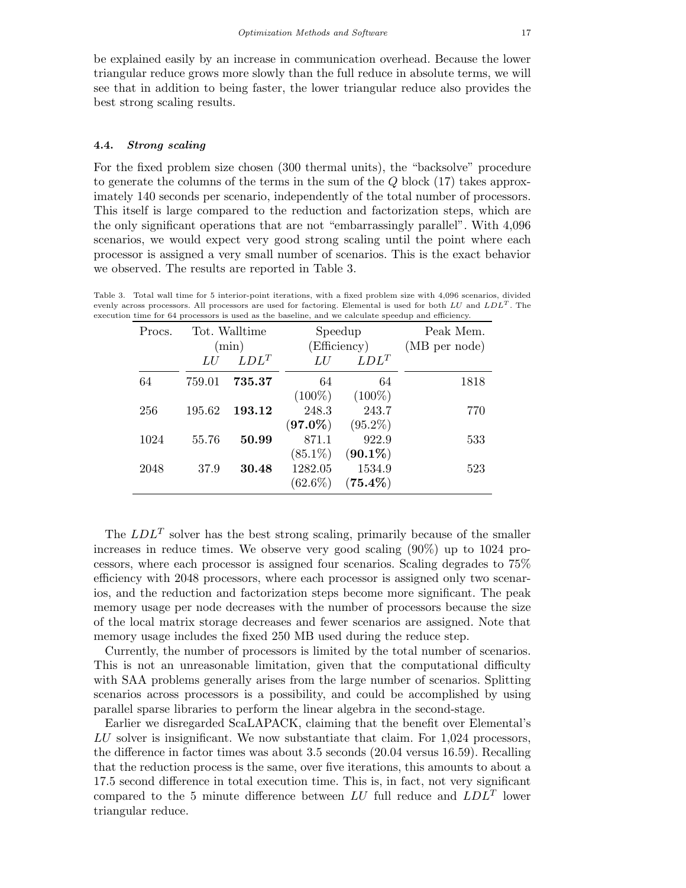be explained easily by an increase in communication overhead. Because the lower triangular reduce grows more slowly than the full reduce in absolute terms, we will see that in addition to being faster, the lower triangular reduce also provides the best strong scaling results.

### 4.4. *Strong scaling*

For the fixed problem size chosen (300 thermal units), the "backsolve" procedure to generate the columns of the terms in the sum of the $Q$ block (17) takes approximately 140 seconds per scenario, independently of the total number of processors. This itself is large compared to the reduction and factorization steps, which are the only significant operations that are not "embarrassingly parallel". With 4,096 scenarios, we would expect very good strong scaling until the point where each processor is assigned a very small number of scenarios. This is the exact behavior we observed. The results are reported in Table 3.

Table 3. Total wall time for 5 interior-point iterations, with a fixed problem size with 4,096 scenarios, divided evenly across processors. All processors are used for factoring. Elemental is used for both $LU$ and $LDL^T$. The execution time for 64 processors is used as the baseline, and we calculate speedup and efficiency.

| Procs. | Tot. Walltime (min) | | Speedup (Efficiency) | | Peak Mem. (MB per node) |
|---|---|---|---|---|---|
| | $LU$ | $LDL^T$ | $LU$ | $LDL^T$ | |
| 64 | 759.01 | **735.37** | 64 (100%) | 64 (100%) | 1818 |
| 256 | 195.62 | **193.12** | 248.3 (**97.0%**) | 243.7 (95.2%) | 770 |
| 1024 | 55.76 | **50.99** | 871.1 (85.1%) | 922.9 (**90.1%**) | 533 |
| 2048 | 37.9 | **30.48** | 1282.05 (62.6%) | 1534.9 (**75.4%**) | 523 |

The $LDL^T$ solver has the best strong scaling, primarily because of the smaller increases in reduce times. We observe very good scaling (90%) up to 1024 processors, where each processor is assigned four scenarios. Scaling degrades to 75% efficiency with 2048 processors, where each processor is assigned only two scenarios, and the reduction and factorization steps become more significant. The peak memory usage per node decreases with the number of processors because the size of the local matrix storage decreases and fewer scenarios are assigned. Note that memory usage includes the fixed 250 MB used during the reduce step.

Currently, the number of processors is limited by the total number of scenarios. This is not an unreasonable limitation, given that the computational difficulty with SAA problems generally arises from the large number of scenarios. Splitting scenarios across processors is a possibility, and could be accomplished by using parallel sparse libraries to perform the linear algebra in the second-stage.

Earlier we disregarded ScaLAPACK, claiming that the benefit over Elemental's $LU$ solver is insignificant. We now substantiate that claim. For 1,024 processors, the difference in factor times was about 3.5 seconds (20.04 versus 16.59). Recalling that the reduction process is the same, over five iterations, this amounts to about a 17.5 second difference in total execution time. This is, in fact, not very significant compared to the 5 minute difference between $LU$ full reduce and $LDL^T$ lower triangular reduce.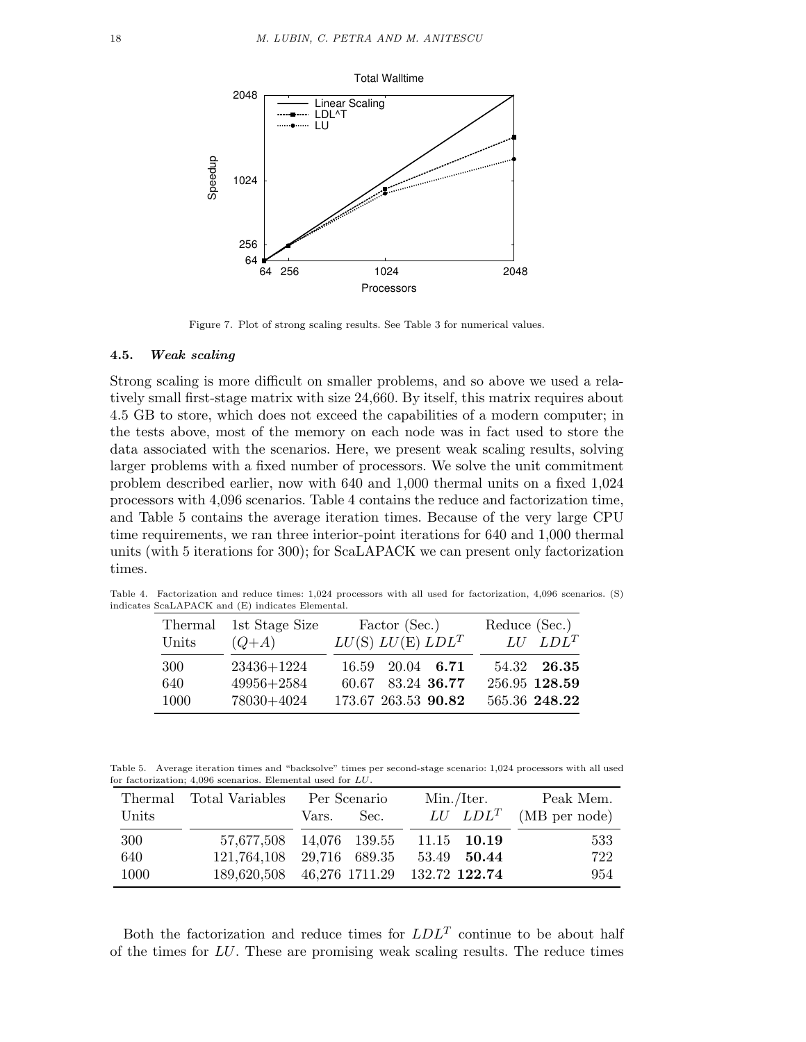Figure 7. Plot of strong scaling results. See Table 3 for numerical values.

### 4.5. *Weak scaling*

Strong scaling is more difficult on smaller problems, and so above we used a relatively small first-stage matrix with size 24,660. By itself, this matrix requires about 4.5 GB to store, which does not exceed the capabilities of a modern computer; in the tests above, most of the memory on each node was in fact used to store the data associated with the scenarios. Here, we present weak scaling results, solving larger problems with a fixed number of processors. We solve the unit commitment problem described earlier, now with 640 and 1,000 thermal units on a fixed 1,024 processors with 4,096 scenarios. Table 4 contains the reduce and factorization time, and Table 5 contains the average iteration times. Because of the very large CPU time requirements, we ran three interior-point iterations for 640 and 1,000 thermal units (with 5 iterations for 300); for ScaLAPACK we can present only factorization times.

Table 4. Factorization and reduce times: 1,024 processors with all used for factorization, 4,096 scenarios. (S) indicates ScaLAPACK and (E) indicates Elemental.

| Thermal Units | 1st Stage Size ($Q$+$A$) | Factor (Sec.) $LU$(S) | $LU$(E) | $LDL^T$ | Reduce (Sec.) $LU$ | $LDL^T$ |
|---|---|---|---|---|---|---|
| 300 | 23436+1224 | 16.59 | 20.04 | **6.71** | 54.32 | **26.35** |
| 640 | 49956+2584 | 60.67 | 83.24 | **36.77** | 256.95 | **128.59** |
| 1000 | 78030+4024 | 173.67 | 263.53 | **90.82** | 565.36 | **248.22** |

Table 5. Average iteration times and "backsolve" times per second-stage scenario: 1,024 processors with all used for factorization; 4,096 scenarios. Elemental used for $LU$.

| Thermal Units | Total Variables | Per Scenario Vars. | Per Scenario Sec. | Min./Iter. $LU$ | Min./Iter. $LDL^T$ | Peak Mem. (MB per node) |
|---|---|---|---|---|---|---|
| 300 | 57,677,508 | 14,076 | 139.55 | 11.15 | **10.19** | 533 |
| 640 | 121,764,108 | 29,716 | 689.35 | 53.49 | **50.44** | 722 |
| 1000 | 189,620,508 | 46,276 | 1711.29 | 132.72 | **122.74** | 954 |

Both the factorization and reduce times for $LDL^T$ continue to be about half of the times for $LU$. These are promising weak scaling results. The reduce times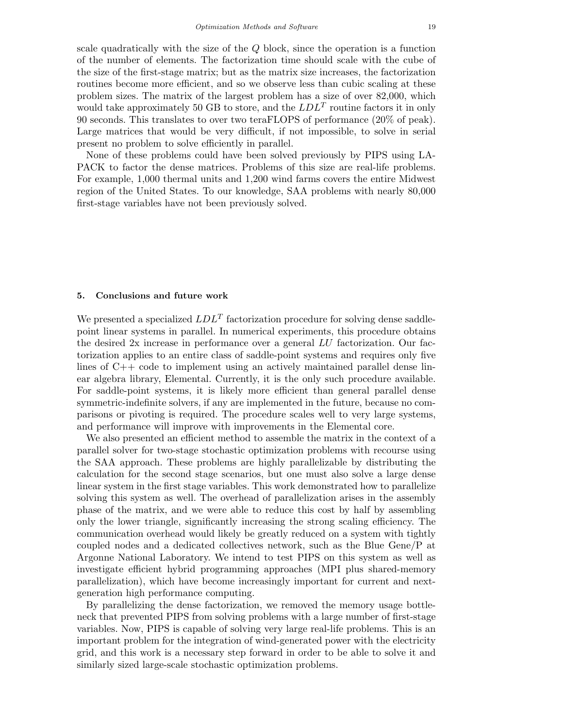scale quadratically with the size of the $Q$ block, since the operation is a function of the number of elements. The factorization time should scale with the cube of the size of the first-stage matrix; but as the matrix size increases, the factorization routines become more efficient, and so we observe less than cubic scaling at these problem sizes. The matrix of the largest problem has a size of over 82,000, which would take approximately 50 GB to store, and the $LDL^T$ routine factors it in only 90 seconds. This translates to over two teraFLOPS of performance (20% of peak). Large matrices that would be very difficult, if not impossible, to solve in serial present no problem to solve efficiently in parallel.

None of these problems could have been solved previously by PIPS using LAPACK to factor the dense matrices. Problems of this size are real-life problems. For example, 1,000 thermal units and 1,200 wind farms covers the entire Midwest region of the United States. To our knowledge, SAA problems with nearly 80,000 first-stage variables have not been previously solved.

## 5. Conclusions and future work

We presented a specialized $LDL^T$ factorization procedure for solving dense saddle-point linear systems in parallel. In numerical experiments, this procedure obtains the desired 2x increase in performance over a general $LU$ factorization. Our factorization applies to an entire class of saddle-point systems and requires only five lines of C++ code to implement using an actively maintained parallel dense linear algebra library, Elemental. Currently, it is the only such procedure available. For saddle-point systems, it is likely more efficient than general parallel dense symmetric-indefinite solvers, if any are implemented in the future, because no comparisons or pivoting is required. The procedure scales well to very large systems, and performance will improve with improvements in the Elemental core.

We also presented an efficient method to assemble the matrix in the context of a parallel solver for two-stage stochastic optimization problems with recourse using the SAA approach. These problems are highly parallelizable by distributing the calculation for the second stage scenarios, but one must also solve a large dense linear system in the first stage variables. This work demonstrated how to parallelize solving this system as well. The overhead of parallelization arises in the assembly phase of the matrix, and we were able to reduce this cost by half by assembling only the lower triangle, significantly increasing the strong scaling efficiency. The communication overhead would likely be greatly reduced on a system with tightly coupled nodes and a dedicated collectives network, such as the Blue Gene/P at Argonne National Laboratory. We intend to test PIPS on this system as well as investigate efficient hybrid programming approaches (MPI plus shared-memory parallelization), which have become increasingly important for current and next-generation high performance computing.

By parallelizing the dense factorization, we removed the memory usage bottleneck that prevented PIPS from solving problems with a large number of first-stage variables. Now, PIPS is capable of solving very large real-life problems. This is an important problem for the integration of wind-generated power with the electricity grid, and this work is a necessary step forward in order to be able to solve it and similarly sized large-scale stochastic optimization problems.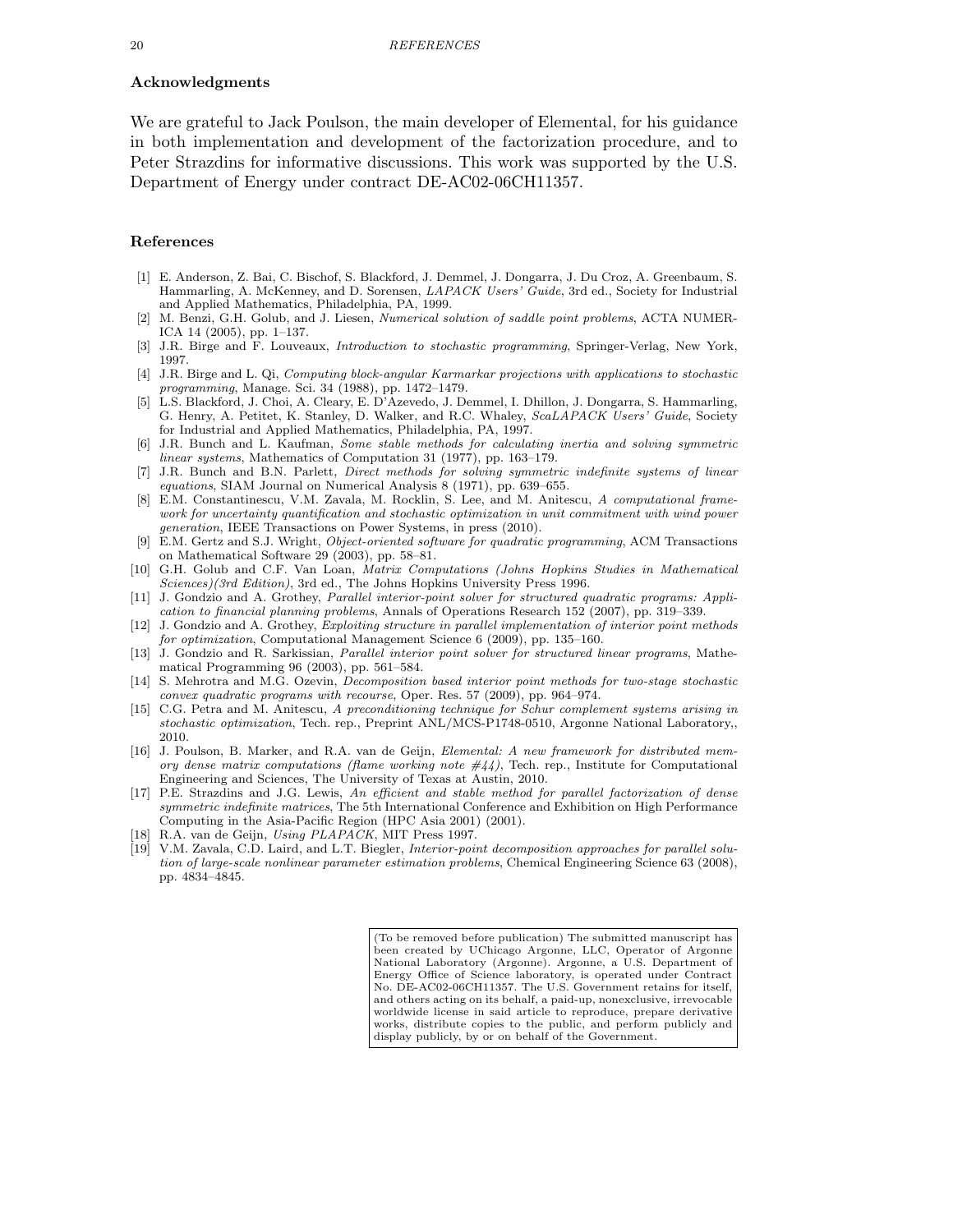## Acknowledgments

We are grateful to Jack Poulson, the main developer of Elemental, for his guidance in both implementation and development of the factorization procedure, and to Peter Strazdins for informative discussions. This work was supported by the U.S. Department of Energy under contract DE-AC02-06CH11357.

## References

[1] E. Anderson, Z. Bai, C. Bischof, S. Blackford, J. Demmel, J. Dongarra, J. Du Croz, A. Greenbaum, S. Hammarling, A. McKenney, and D. Sorensen, *LAPACK Users' Guide*, 3rd ed., Society for Industrial and Applied Mathematics, Philadelphia, PA, 1999.

[2] M. Benzi, G.H. Golub, and J. Liesen, *Numerical solution of saddle point problems*, ACTA NUMERICA 14 (2005), pp. 1–137.

[3] J.R. Birge and F. Louveaux, *Introduction to stochastic programming*, Springer-Verlag, New York, 1997.

[4] J.R. Birge and L. Qi, *Computing block-angular Karmarkar projections with applications to stochastic programming*, Manage. Sci. 34 (1988), pp. 1472–1479.

[5] L.S. Blackford, J. Choi, A. Cleary, E. D'Azevedo, J. Demmel, I. Dhillon, J. Dongarra, S. Hammarling, G. Henry, A. Petitet, K. Stanley, D. Walker, and R.C. Whaley, *ScaLAPACK Users' Guide*, Society for Industrial and Applied Mathematics, Philadelphia, PA, 1997.

[6] J.R. Bunch and L. Kaufman, *Some stable methods for calculating inertia and solving symmetric linear systems*, Mathematics of Computation 31 (1977), pp. 163–179.

[7] J.R. Bunch and B.N. Parlett, *Direct methods for solving symmetric indefinite systems of linear equations*, SIAM Journal on Numerical Analysis 8 (1971), pp. 639–655.

[8] E.M. Constantinescu, V.M. Zavala, M. Rocklin, S. Lee, and M. Anitescu, *A computational framework for uncertainty quantification and stochastic optimization in unit commitment with wind power generation*, IEEE Transactions on Power Systems, in press (2010).

[9] E.M. Gertz and S.J. Wright, *Object-oriented software for quadratic programming*, ACM Transactions on Mathematical Software 29 (2003), pp. 58–81.

[10] G.H. Golub and C.F. Van Loan, *Matrix Computations (Johns Hopkins Studies in Mathematical Sciences)(3rd Edition)*, 3rd ed., The Johns Hopkins University Press 1996.

[11] J. Gondzio and A. Grothey, *Parallel interior-point solver for structured quadratic programs: Application to financial planning problems*, Annals of Operations Research 152 (2007), pp. 319–339.

[12] J. Gondzio and A. Grothey, *Exploiting structure in parallel implementation of interior point methods for optimization*, Computational Management Science 6 (2009), pp. 135–160.

[13] J. Gondzio and R. Sarkissian, *Parallel interior point solver for structured linear programs*, Mathematical Programming 96 (2003), pp. 561–584.

[14] S. Mehrotra and M.G. Ozevin, *Decomposition based interior point methods for two-stage stochastic convex quadratic programs with recourse*, Oper. Res. 57 (2009), pp. 964–974.

[15] C.G. Petra and M. Anitescu, *A preconditioning technique for Schur complement systems arising in stochastic optimization*, Tech. rep., Preprint ANL/MCS-P1748-0510, Argonne National Laboratory,, 2010.

[16] J. Poulson, B. Marker, and R.A. van de Geijn, *Elemental: A new framework for distributed memory dense matrix computations (flame working note #44)*, Tech. rep., Institute for Computational Engineering and Sciences, The University of Texas at Austin, 2010.

[17] P.E. Strazdins and J.G. Lewis, *An efficient and stable method for parallel factorization of dense symmetric indefinite matrices*, The 5th International Conference and Exhibition on High Performance Computing in the Asia-Pacific Region (HPC Asia 2001) (2001).

[18] R.A. van de Geijn, *Using PLAPACK*, MIT Press 1997.

[19] V.M. Zavala, C.D. Laird, and L.T. Biegler, *Interior-point decomposition approaches for parallel solution of large-scale nonlinear parameter estimation problems*, Chemical Engineering Science 63 (2008), pp. 4834–4845.

(To be removed before publication) The submitted manuscript has been created by UChicago Argonne, LLC, Operator of Argonne National Laboratory (Argonne). Argonne, a U.S. Department of Energy Office of Science laboratory, is operated under Contract No. DE-AC02-06CH11357. The U.S. Government retains for itself, and others acting on its behalf, a paid-up, nonexclusive, irrevocable worldwide license in said article to reproduce, prepare derivative works, distribute copies to the public, and perform publicly and display publicly, by or on behalf of the Government.